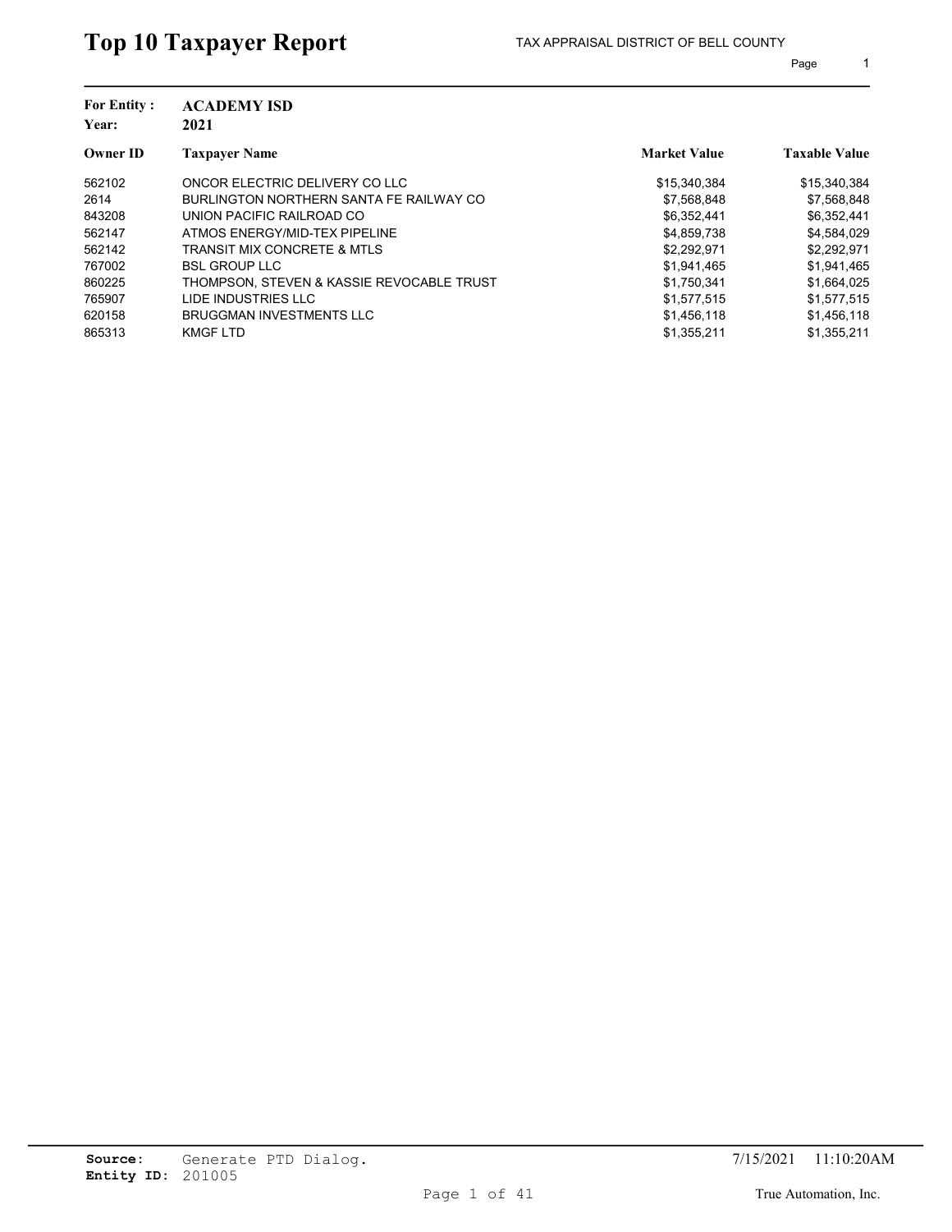# Top 10 Taxpayer Report

TAX APPRAISAL DISTRICT OF BELL COUNTY

**For Entity :** **ACADEMY ISD**
**Year:** **2021**

| Owner ID | Taxpayer Name | Market Value | Taxable Value |
|---|---|---|---|
| 562102 | ONCOR ELECTRIC DELIVERY CO LLC | $15,340,384 | $15,340,384 |
| 2614 | BURLINGTON NORTHERN SANTA FE RAILWAY CO | $7,568,848 | $7,568,848 |
| 843208 | UNION PACIFIC RAILROAD CO | $6,352,441 | $6,352,441 |
| 562147 | ATMOS ENERGY/MID-TEX PIPELINE | $4,859,738 | $4,584,029 |
| 562142 | TRANSIT MIX CONCRETE & MTLS | $2,292,971 | $2,292,971 |
| 767002 | BSL GROUP LLC | $1,941,465 | $1,941,465 |
| 860225 | THOMPSON, STEVEN & KASSIE REVOCABLE TRUST | $1,750,341 | $1,664,025 |
| 765907 | LIDE INDUSTRIES LLC | $1,577,515 | $1,577,515 |
| 620158 | BRUGGMAN INVESTMENTS LLC | $1,456,118 | $1,456,118 |
| 865313 | KMGF LTD | $1,355,211 | $1,355,211 |

**Source:** Generate PTD Dialog.
**Entity ID:** 201005

7/15/2021 11:10:20AM

True Automation, Inc.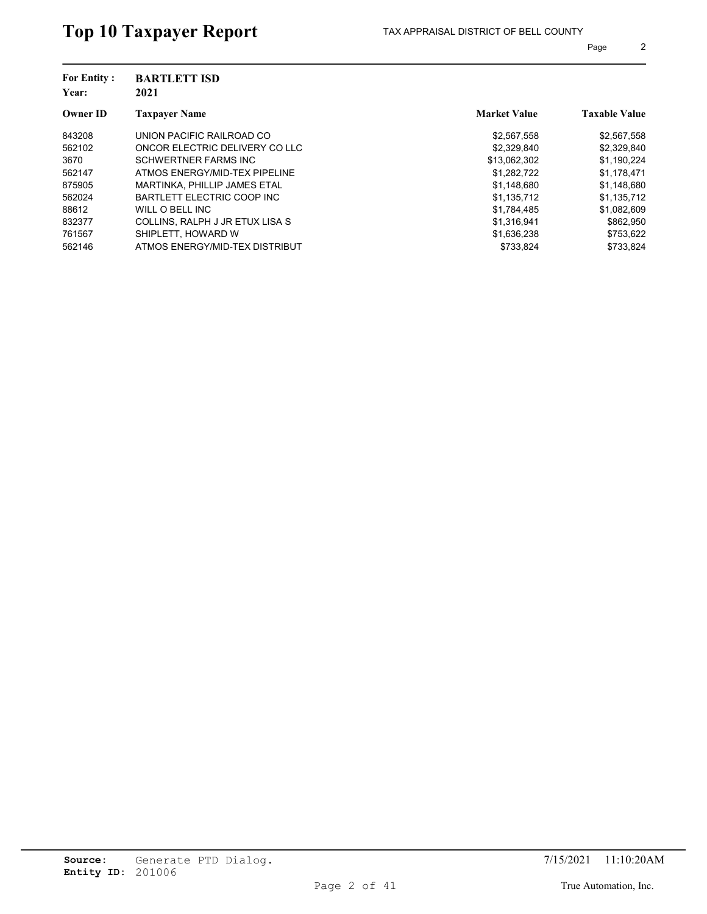# Top 10 Taxpayer Report

TAX APPRAISAL DISTRICT OF BELL COUNTY

**For Entity :** **BARTLETT ISD**
**Year:** **2021**

| Owner ID | Taxpayer Name | Market Value | Taxable Value |
|---|---|---|---|
| 843208 | UNION PACIFIC RAILROAD CO | $2,567,558 | $2,567,558 |
| 562102 | ONCOR ELECTRIC DELIVERY CO LLC | $2,329,840 | $2,329,840 |
| 3670 | SCHWERTNER FARMS INC | $13,062,302 | $1,190,224 |
| 562147 | ATMOS ENERGY/MID-TEX PIPELINE | $1,282,722 | $1,178,471 |
| 875905 | MARTINKA, PHILLIP JAMES ETAL | $1,148,680 | $1,148,680 |
| 562024 | BARTLETT ELECTRIC COOP INC | $1,135,712 | $1,135,712 |
| 88612 | WILL O BELL INC | $1,784,485 | $1,082,609 |
| 832377 | COLLINS, RALPH J JR ETUX LISA S | $1,316,941 | $862,950 |
| 761567 | SHIPLETT, HOWARD W | $1,636,238 | $753,622 |
| 562146 | ATMOS ENERGY/MID-TEX DISTRIBUT | $733,824 | $733,824 |

**Source:** Generate PTD Dialog.
**Entity ID:** 201006

7/15/2021 11:10:20AM

True Automation, Inc.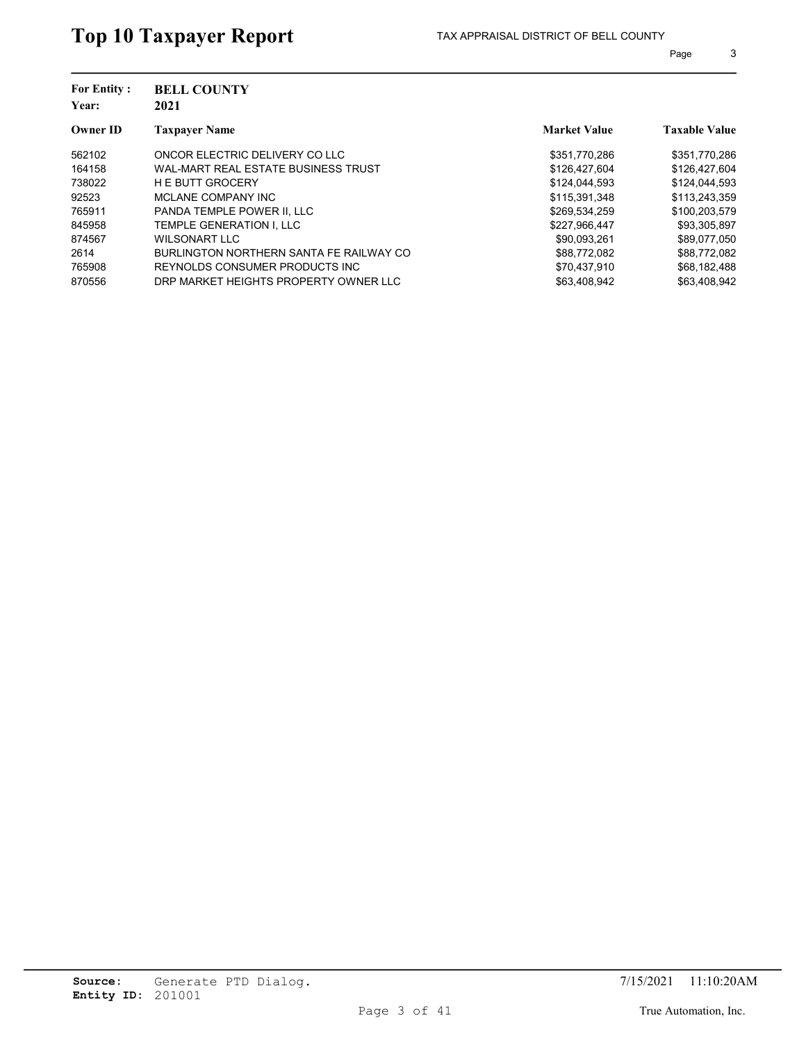# Top 10 Taxpayer Report

TAX APPRAISAL DISTRICT OF BELL COUNTY

**For Entity :** BELL COUNTY
**Year:** 2021

| Owner ID | Taxpayer Name | Market Value | Taxable Value |
|---|---|---|---|
| 562102 | ONCOR ELECTRIC DELIVERY CO LLC | $351,770,286 | $351,770,286 |
| 164158 | WAL-MART REAL ESTATE BUSINESS TRUST | $126,427,604 | $126,427,604 |
| 738022 | H E BUTT GROCERY | $124,044,593 | $124,044,593 |
| 92523 | MCLANE COMPANY INC | $115,391,348 | $113,243,359 |
| 765911 | PANDA TEMPLE POWER II, LLC | $269,534,259 | $100,203,579 |
| 845958 | TEMPLE GENERATION I, LLC | $227,966,447 | $93,305,897 |
| 874567 | WILSONART LLC | $90,093,261 | $89,077,050 |
| 2614 | BURLINGTON NORTHERN SANTA FE RAILWAY CO | $88,772,082 | $88,772,082 |
| 765908 | REYNOLDS CONSUMER PRODUCTS INC | $70,437,910 | $68,182,488 |
| 870556 | DRP MARKET HEIGHTS PROPERTY OWNER LLC | $63,408,942 | $63,408,942 |

**Source:** Generate PTD Dialog.
**Entity ID:** 201001

7/15/2021 11:10:20AM

True Automation, Inc.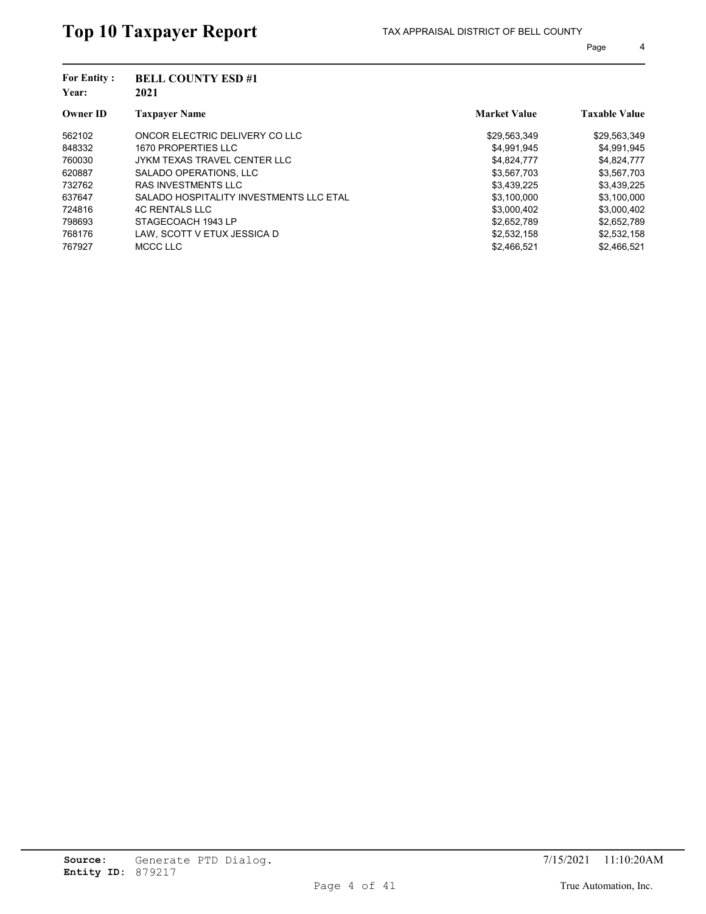# Top 10 Taxpayer Report

TAX APPRAISAL DISTRICT OF BELL COUNTY

**For Entity :** **BELL COUNTY ESD #1**
**Year:** **2021**

| Owner ID | Taxpayer Name | Market Value | Taxable Value |
|---|---|---|---|
| 562102 | ONCOR ELECTRIC DELIVERY CO LLC | $29,563,349 | $29,563,349 |
| 848332 | 1670 PROPERTIES LLC | $4,991,945 | $4,991,945 |
| 760030 | JYKM TEXAS TRAVEL CENTER LLC | $4,824,777 | $4,824,777 |
| 620887 | SALADO OPERATIONS, LLC | $3,567,703 | $3,567,703 |
| 732762 | RAS INVESTMENTS LLC | $3,439,225 | $3,439,225 |
| 637647 | SALADO HOSPITALITY INVESTMENTS LLC ETAL | $3,100,000 | $3,100,000 |
| 724816 | 4C RENTALS LLC | $3,000,402 | $3,000,402 |
| 798693 | STAGECOACH 1943 LP | $2,652,789 | $2,652,789 |
| 768176 | LAW, SCOTT V ETUX JESSICA D | $2,532,158 | $2,532,158 |
| 767927 | MCCC LLC | $2,466,521 | $2,466,521 |

**Source:** Generate PTD Dialog.
**Entity ID:** 879217

7/15/2021 11:10:20AM

True Automation, Inc.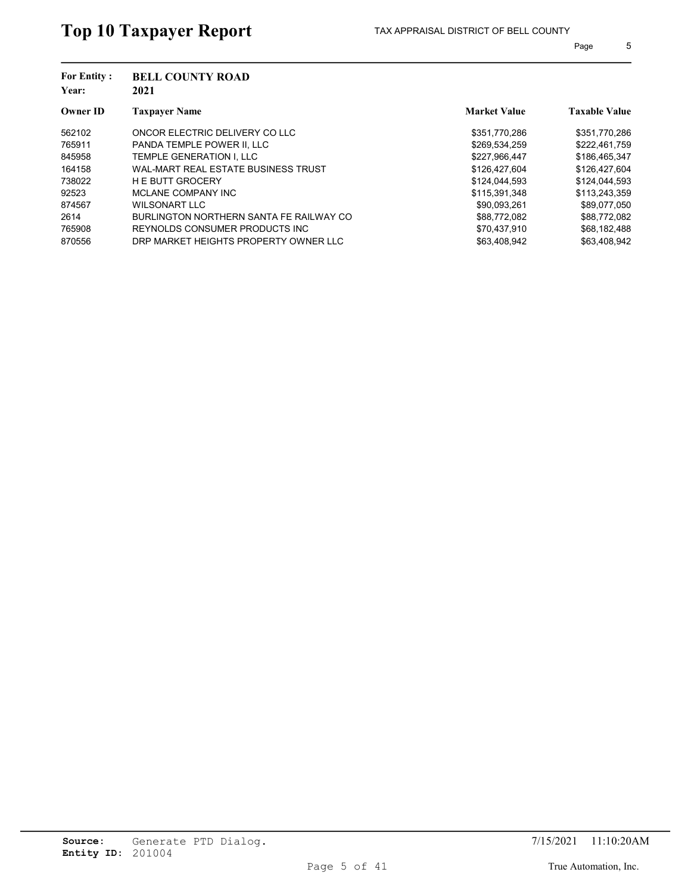# Top 10 Taxpayer Report

TAX APPRAISAL DISTRICT OF BELL COUNTY

**For Entity :** **BELL COUNTY ROAD**
**Year:** **2021**

| Owner ID | Taxpayer Name | Market Value | Taxable Value |
|---|---|---|---|
| 562102 | ONCOR ELECTRIC DELIVERY CO LLC | $351,770,286 | $351,770,286 |
| 765911 | PANDA TEMPLE POWER II, LLC | $269,534,259 | $222,461,759 |
| 845958 | TEMPLE GENERATION I, LLC | $227,966,447 | $186,465,347 |
| 164158 | WAL-MART REAL ESTATE BUSINESS TRUST | $126,427,604 | $126,427,604 |
| 738022 | H E BUTT GROCERY | $124,044,593 | $124,044,593 |
| 92523 | MCLANE COMPANY INC | $115,391,348 | $113,243,359 |
| 874567 | WILSONART LLC | $90,093,261 | $89,077,050 |
| 2614 | BURLINGTON NORTHERN SANTA FE RAILWAY CO | $88,772,082 | $88,772,082 |
| 765908 | REYNOLDS CONSUMER PRODUCTS INC | $70,437,910 | $68,182,488 |
| 870556 | DRP MARKET HEIGHTS PROPERTY OWNER LLC | $63,408,942 | $63,408,942 |

**Source:** Generate PTD Dialog.
**Entity ID:** 201004

7/15/2021 11:10:20AM

True Automation, Inc.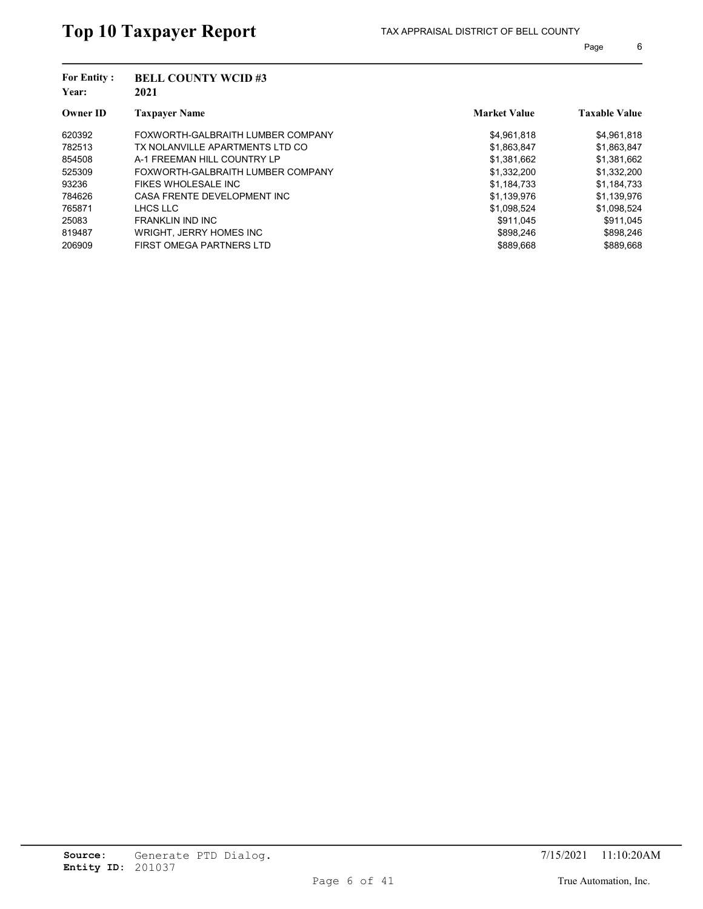# Top 10 Taxpayer Report

TAX APPRAISAL DISTRICT OF BELL COUNTY

**For Entity :** **BELL COUNTY WCID #3**
**Year:** **2021**

| Owner ID | Taxpayer Name | Market Value | Taxable Value |
|---|---|---|---|
| 620392 | FOXWORTH-GALBRAITH LUMBER COMPANY | $4,961,818 | $4,961,818 |
| 782513 | TX NOLANVILLE APARTMENTS LTD CO | $1,863,847 | $1,863,847 |
| 854508 | A-1 FREEMAN HILL COUNTRY LP | $1,381,662 | $1,381,662 |
| 525309 | FOXWORTH-GALBRAITH LUMBER COMPANY | $1,332,200 | $1,332,200 |
| 93236 | FIKES WHOLESALE INC | $1,184,733 | $1,184,733 |
| 784626 | CASA FRENTE DEVELOPMENT INC | $1,139,976 | $1,139,976 |
| 765871 | LHCS LLC | $1,098,524 | $1,098,524 |
| 25083 | FRANKLIN IND INC | $911,045 | $911,045 |
| 819487 | WRIGHT, JERRY HOMES INC | $898,246 | $898,246 |
| 206909 | FIRST OMEGA PARTNERS LTD | $889,668 | $889,668 |

**Source:** Generate PTD Dialog.
**Entity ID:** 201037

7/15/2021 11:10:20AM

True Automation, Inc.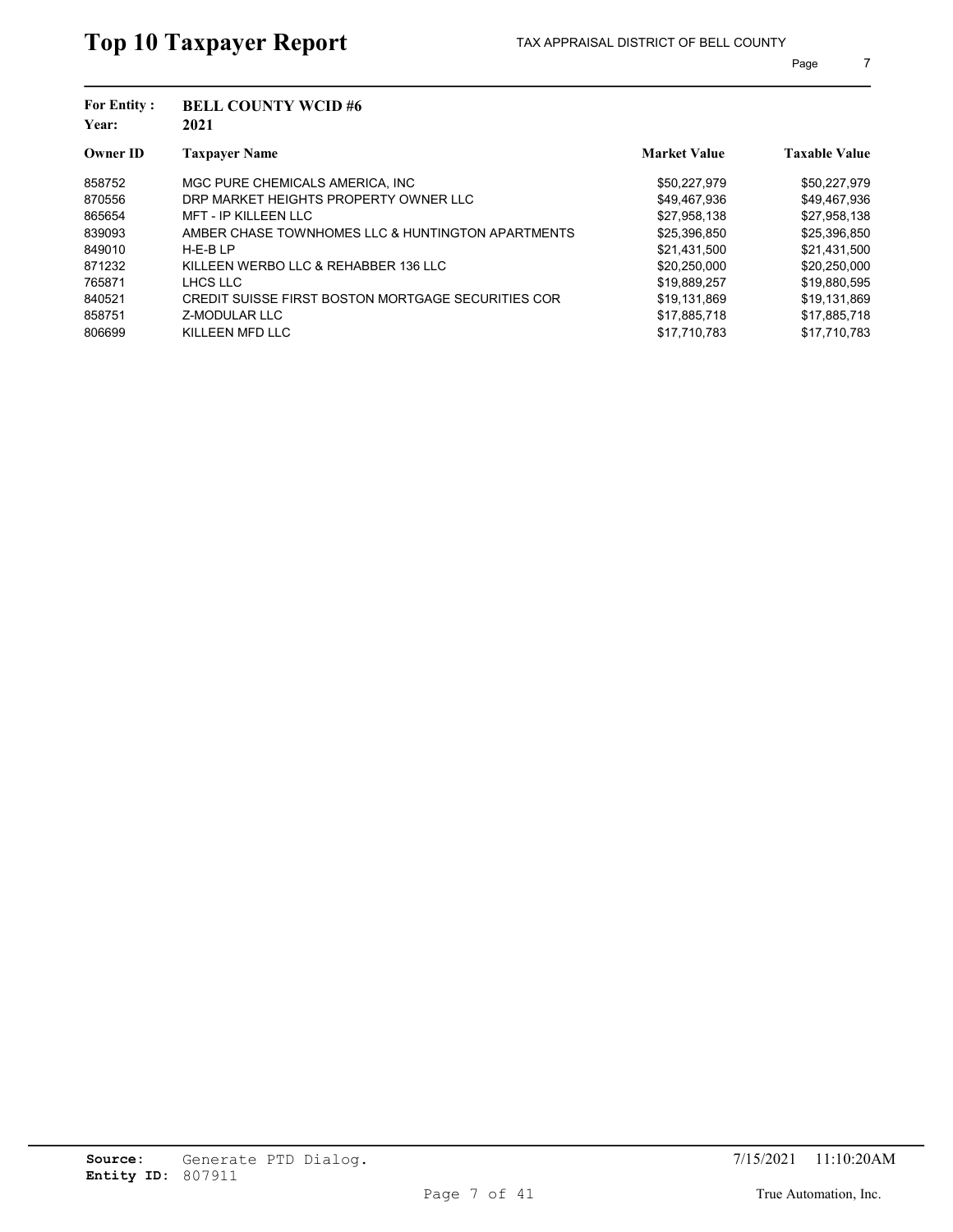# Top 10 Taxpayer Report

TAX APPRAISAL DISTRICT OF BELL COUNTY

**For Entity :** BELL COUNTY WCID #6

**Year:** 2021

| Owner ID | Taxpayer Name | Market Value | Taxable Value |
|---|---|---|---|
| 858752 | MGC PURE CHEMICALS AMERICA, INC | $50,227,979 | $50,227,979 |
| 870556 | DRP MARKET HEIGHTS PROPERTY OWNER LLC | $49,467,936 | $49,467,936 |
| 865654 | MFT - IP KILLEEN LLC | $27,958,138 | $27,958,138 |
| 839093 | AMBER CHASE TOWNHOMES LLC & HUNTINGTON APARTMENTS | $25,396,850 | $25,396,850 |
| 849010 | H-E-B LP | $21,431,500 | $21,431,500 |
| 871232 | KILLEEN WERBO LLC & REHABBER 136 LLC | $20,250,000 | $20,250,000 |
| 765871 | LHCS LLC | $19,889,257 | $19,880,595 |
| 840521 | CREDIT SUISSE FIRST BOSTON MORTGAGE SECURITIES COR | $19,131,869 | $19,131,869 |
| 858751 | Z-MODULAR LLC | $17,885,718 | $17,885,718 |
| 806699 | KILLEEN MFD LLC | $17,710,783 | $17,710,783 |

**Source:** Generate PTD Dialog.

**Entity ID:** 807911

7/15/2021 11:10:20AM

True Automation, Inc.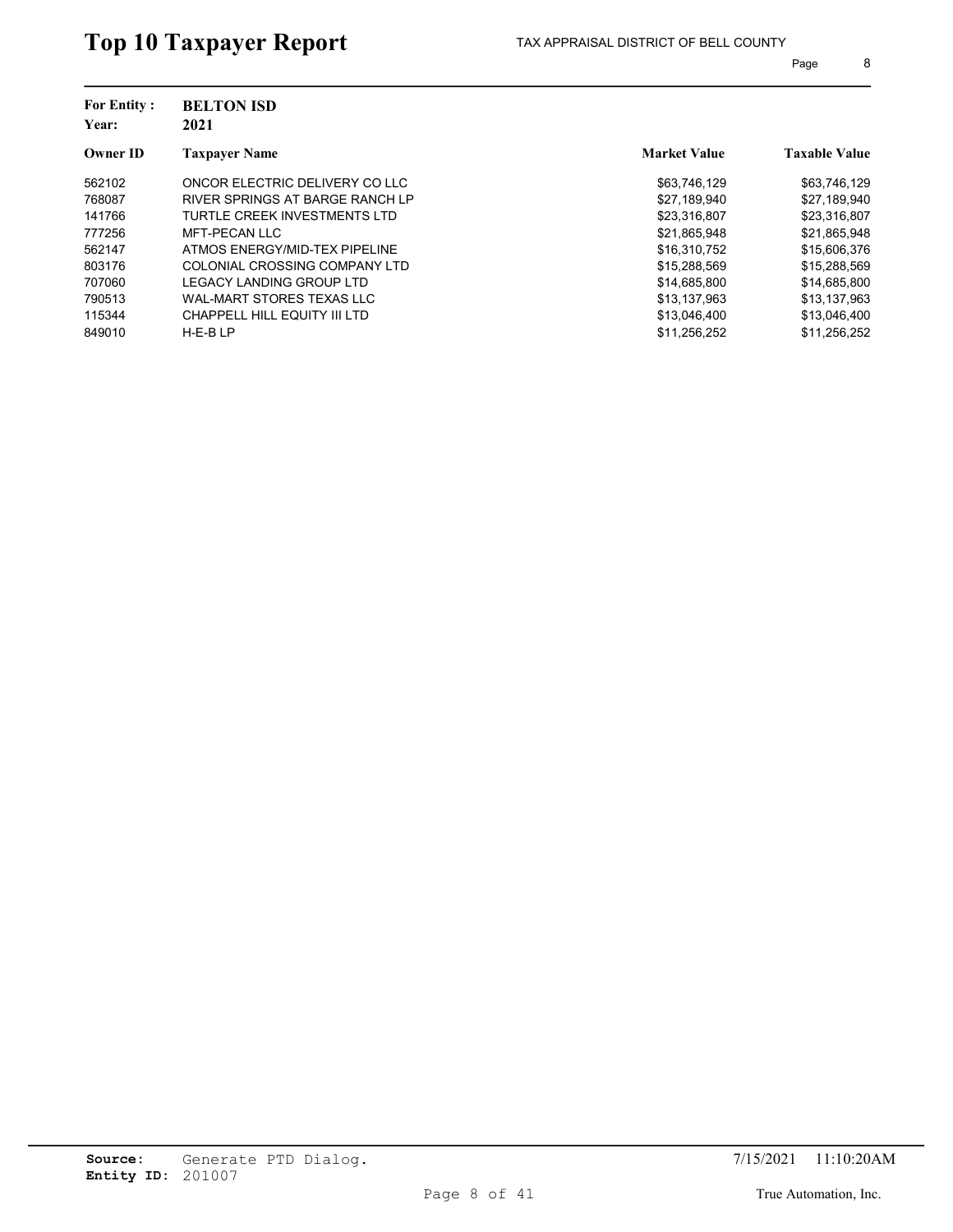# Top 10 Taxpayer Report

TAX APPRAISAL DISTRICT OF BELL COUNTY

**For Entity :** **BELTON ISD**
**Year:** **2021**

| Owner ID | Taxpayer Name | Market Value | Taxable Value |
|---|---|---|---|
| 562102 | ONCOR ELECTRIC DELIVERY CO LLC | $63,746,129 | $63,746,129 |
| 768087 | RIVER SPRINGS AT BARGE RANCH LP | $27,189,940 | $27,189,940 |
| 141766 | TURTLE CREEK INVESTMENTS LTD | $23,316,807 | $23,316,807 |
| 777256 | MFT-PECAN LLC | $21,865,948 | $21,865,948 |
| 562147 | ATMOS ENERGY/MID-TEX PIPELINE | $16,310,752 | $15,606,376 |
| 803176 | COLONIAL CROSSING COMPANY LTD | $15,288,569 | $15,288,569 |
| 707060 | LEGACY LANDING GROUP LTD | $14,685,800 | $14,685,800 |
| 790513 | WAL-MART STORES TEXAS LLC | $13,137,963 | $13,137,963 |
| 115344 | CHAPPELL HILL EQUITY III LTD | $13,046,400 | $13,046,400 |
| 849010 | H-E-B LP | $11,256,252 | $11,256,252 |

**Source:** Generate PTD Dialog.
**Entity ID:** 201007

7/15/2021 11:10:20AM

True Automation, Inc.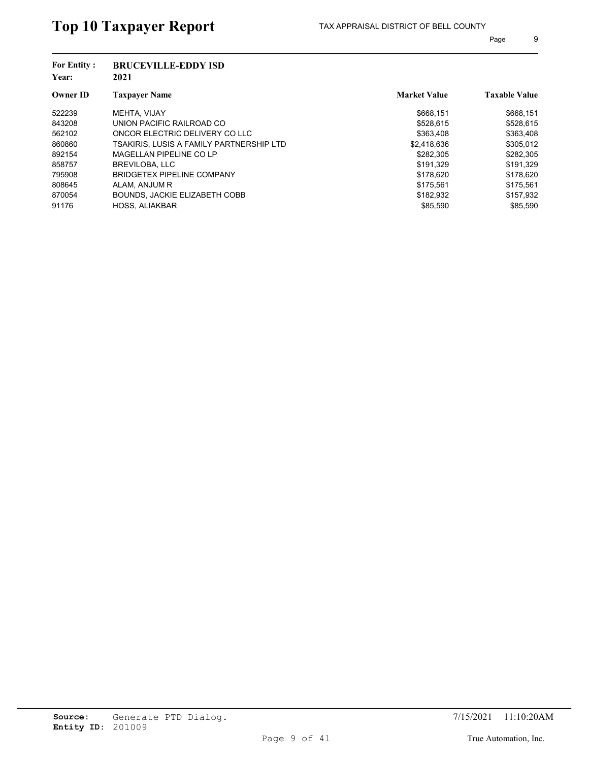# Top 10 Taxpayer Report

TAX APPRAISAL DISTRICT OF BELL COUNTY

**For Entity :** **BRUCEVILLE-EDDY ISD**
**Year:** **2021**

| Owner ID | Taxpayer Name | Market Value | Taxable Value |
|---|---|---|---|
| 522239 | MEHTA, VIJAY | $668,151 | $668,151 |
| 843208 | UNION PACIFIC RAILROAD CO | $528,615 | $528,615 |
| 562102 | ONCOR ELECTRIC DELIVERY CO LLC | $363,408 | $363,408 |
| 860860 | TSAKIRIS, LUSIS A FAMILY PARTNERSHIP LTD | $2,418,636 | $305,012 |
| 892154 | MAGELLAN PIPELINE CO LP | $282,305 | $282,305 |
| 858757 | BREVILOBA, LLC | $191,329 | $191,329 |
| 795908 | BRIDGETEX PIPELINE COMPANY | $178,620 | $178,620 |
| 808645 | ALAM, ANJUM R | $175,561 | $175,561 |
| 870054 | BOUNDS, JACKIE ELIZABETH COBB | $182,932 | $157,932 |
| 91176 | HOSS, ALIAKBAR | $85,590 | $85,590 |

**Source:** Generate PTD Dialog.
**Entity ID:** 201009

7/15/2021 11:10:20AM

True Automation, Inc.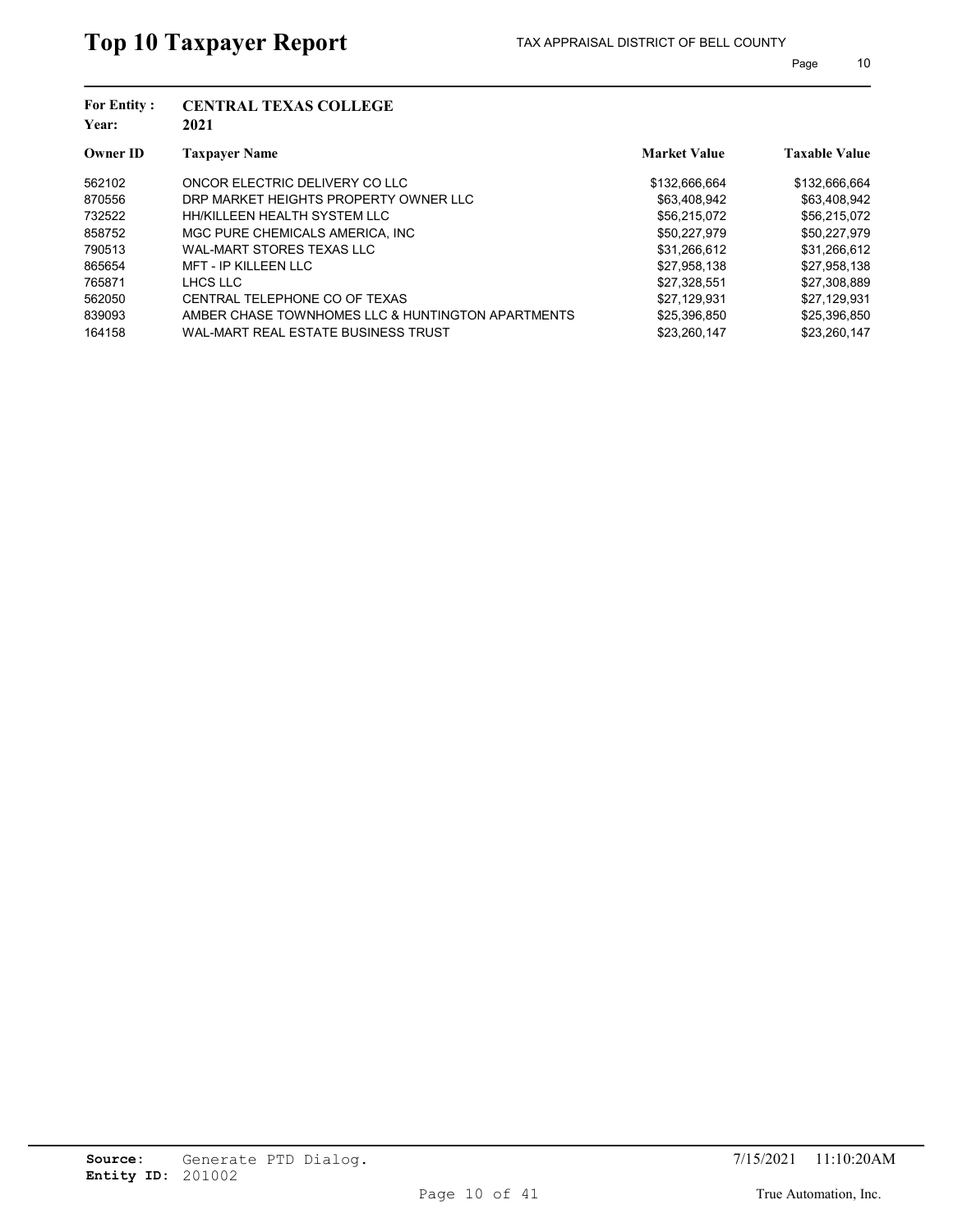# Top 10 Taxpayer Report

TAX APPRAISAL DISTRICT OF BELL COUNTY

**For Entity :** CENTRAL TEXAS COLLEGE
**Year:** 2021

| Owner ID | Taxpayer Name | Market Value | Taxable Value |
|---|---|---|---|
| 562102 | ONCOR ELECTRIC DELIVERY CO LLC | $132,666,664 | $132,666,664 |
| 870556 | DRP MARKET HEIGHTS PROPERTY OWNER LLC | $63,408,942 | $63,408,942 |
| 732522 | HH/KILLEEN HEALTH SYSTEM LLC | $56,215,072 | $56,215,072 |
| 858752 | MGC PURE CHEMICALS AMERICA, INC | $50,227,979 | $50,227,979 |
| 790513 | WAL-MART STORES TEXAS LLC | $31,266,612 | $31,266,612 |
| 865654 | MFT - IP KILLEEN LLC | $27,958,138 | $27,958,138 |
| 765871 | LHCS LLC | $27,328,551 | $27,308,889 |
| 562050 | CENTRAL TELEPHONE CO OF TEXAS | $27,129,931 | $27,129,931 |
| 839093 | AMBER CHASE TOWNHOMES LLC & HUNTINGTON APARTMENTS | $25,396,850 | $25,396,850 |
| 164158 | WAL-MART REAL ESTATE BUSINESS TRUST | $23,260,147 | $23,260,147 |

**Source:** Generate PTD Dialog.
**Entity ID:** 201002

7/15/2021 11:10:20AM

True Automation, Inc.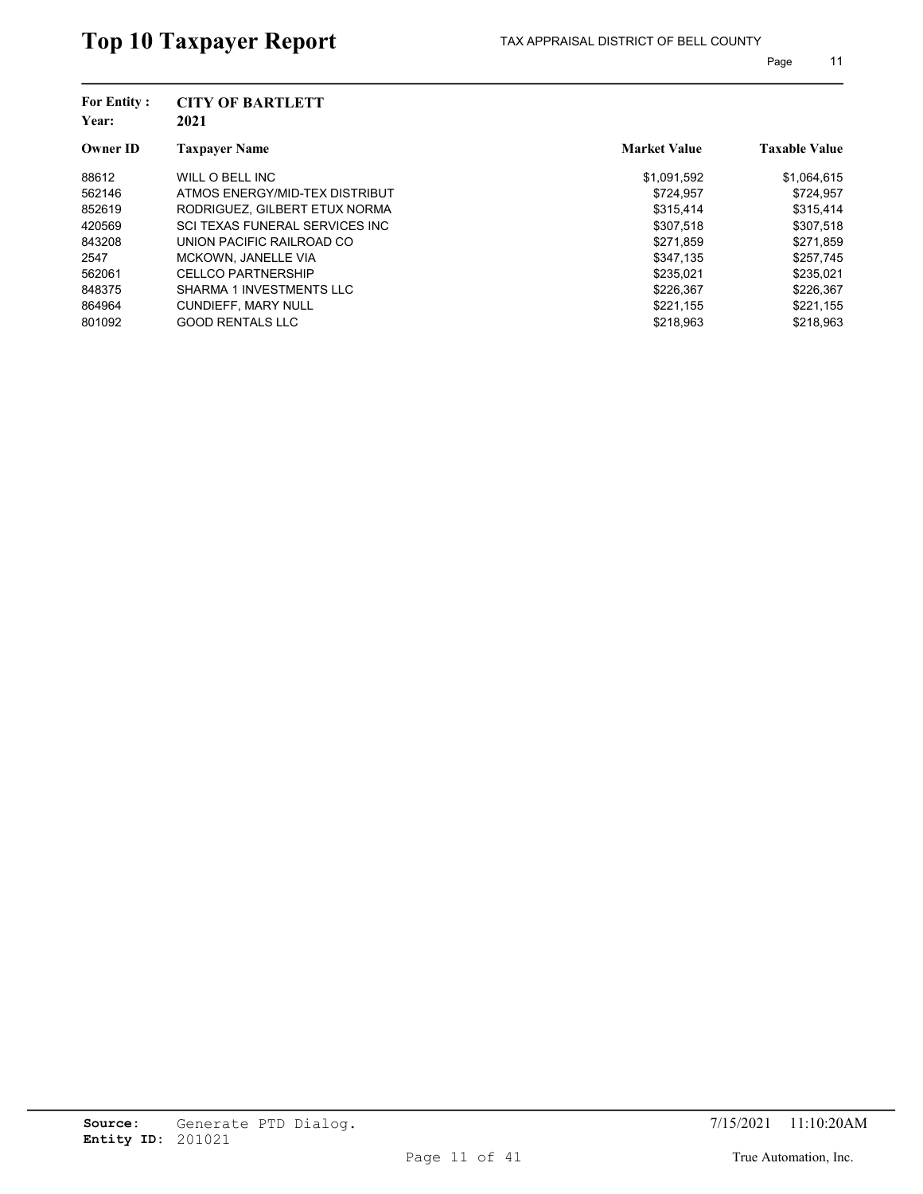# Top 10 Taxpayer Report

TAX APPRAISAL DISTRICT OF BELL COUNTY

**For Entity :** CITY OF BARTLETT
**Year:** 2021

| Owner ID | Taxpayer Name | Market Value | Taxable Value |
|---|---|---|---|
| 88612 | WILL O BELL INC | $1,091,592 | $1,064,615 |
| 562146 | ATMOS ENERGY/MID-TEX DISTRIBUT | $724,957 | $724,957 |
| 852619 | RODRIGUEZ, GILBERT ETUX NORMA | $315,414 | $315,414 |
| 420569 | SCI TEXAS FUNERAL SERVICES INC | $307,518 | $307,518 |
| 843208 | UNION PACIFIC RAILROAD CO | $271,859 | $271,859 |
| 2547 | MCKOWN, JANELLE VIA | $347,135 | $257,745 |
| 562061 | CELLCO PARTNERSHIP | $235,021 | $235,021 |
| 848375 | SHARMA 1 INVESTMENTS LLC | $226,367 | $226,367 |
| 864964 | CUNDIEFF, MARY NULL | $221,155 | $221,155 |
| 801092 | GOOD RENTALS LLC | $218,963 | $218,963 |

**Source:** Generate PTD Dialog.
**Entity ID:** 201021

7/15/2021 11:10:20AM

True Automation, Inc.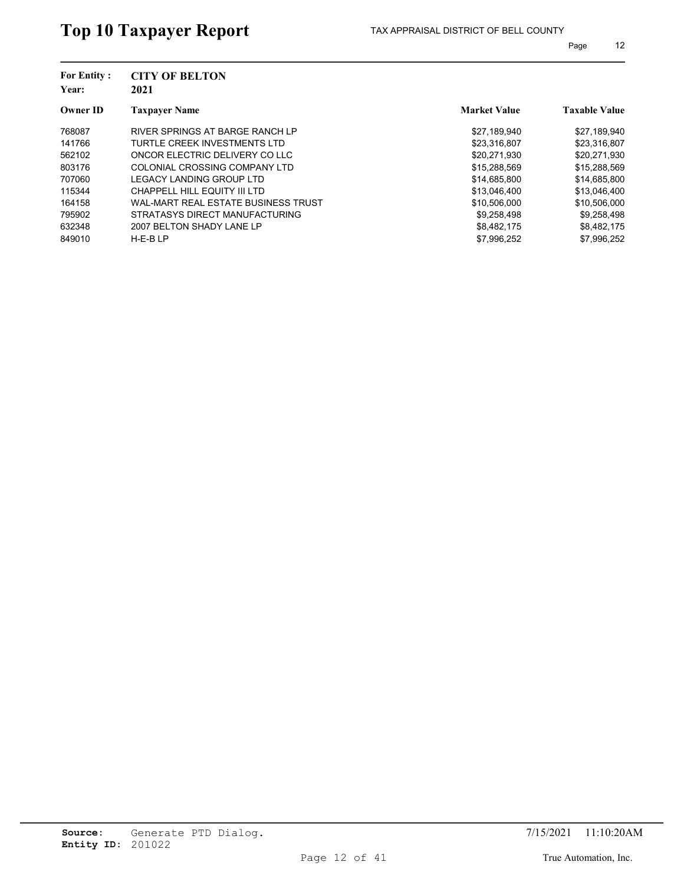# Top 10 Taxpayer Report

TAX APPRAISAL DISTRICT OF BELL COUNTY

**For Entity :** **CITY OF BELTON**
**Year:** **2021**

| Owner ID | Taxpayer Name | Market Value | Taxable Value |
|---|---|---|---|
| 768087 | RIVER SPRINGS AT BARGE RANCH LP | $27,189,940 | $27,189,940 |
| 141766 | TURTLE CREEK INVESTMENTS LTD | $23,316,807 | $23,316,807 |
| 562102 | ONCOR ELECTRIC DELIVERY CO LLC | $20,271,930 | $20,271,930 |
| 803176 | COLONIAL CROSSING COMPANY LTD | $15,288,569 | $15,288,569 |
| 707060 | LEGACY LANDING GROUP LTD | $14,685,800 | $14,685,800 |
| 115344 | CHAPPELL HILL EQUITY III LTD | $13,046,400 | $13,046,400 |
| 164158 | WAL-MART REAL ESTATE BUSINESS TRUST | $10,506,000 | $10,506,000 |
| 795902 | STRATASYS DIRECT MANUFACTURING | $9,258,498 | $9,258,498 |
| 632348 | 2007 BELTON SHADY LANE LP | $8,482,175 | $8,482,175 |
| 849010 | H-E-B LP | $7,996,252 | $7,996,252 |

**Source:** Generate PTD Dialog.
**Entity ID:** 201022

7/15/2021 11:10:20AM

True Automation, Inc.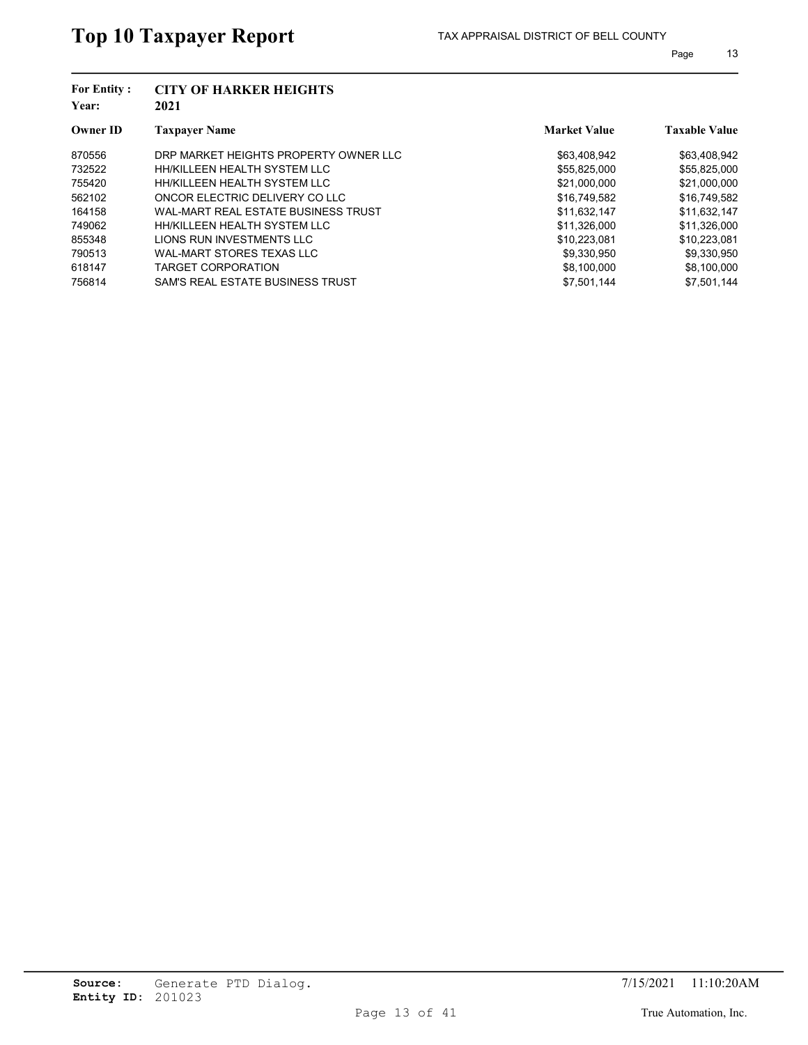# Top 10 Taxpayer Report

TAX APPRAISAL DISTRICT OF BELL COUNTY

**For Entity :** **CITY OF HARKER HEIGHTS**
**Year:** **2021**

| Owner ID | Taxpayer Name | Market Value | Taxable Value |
|---|---|---|---|
| 870556 | DRP MARKET HEIGHTS PROPERTY OWNER LLC | $63,408,942 | $63,408,942 |
| 732522 | HH/KILLEEN HEALTH SYSTEM LLC | $55,825,000 | $55,825,000 |
| 755420 | HH/KILLEEN HEALTH SYSTEM LLC | $21,000,000 | $21,000,000 |
| 562102 | ONCOR ELECTRIC DELIVERY CO LLC | $16,749,582 | $16,749,582 |
| 164158 | WAL-MART REAL ESTATE BUSINESS TRUST | $11,632,147 | $11,632,147 |
| 749062 | HH/KILLEEN HEALTH SYSTEM LLC | $11,326,000 | $11,326,000 |
| 855348 | LIONS RUN INVESTMENTS LLC | $10,223,081 | $10,223,081 |
| 790513 | WAL-MART STORES TEXAS LLC | $9,330,950 | $9,330,950 |
| 618147 | TARGET CORPORATION | $8,100,000 | $8,100,000 |
| 756814 | SAM'S REAL ESTATE BUSINESS TRUST | $7,501,144 | $7,501,144 |

**Source:** Generate PTD Dialog.
**Entity ID:** 201023

7/15/2021 11:10:20AM

True Automation, Inc.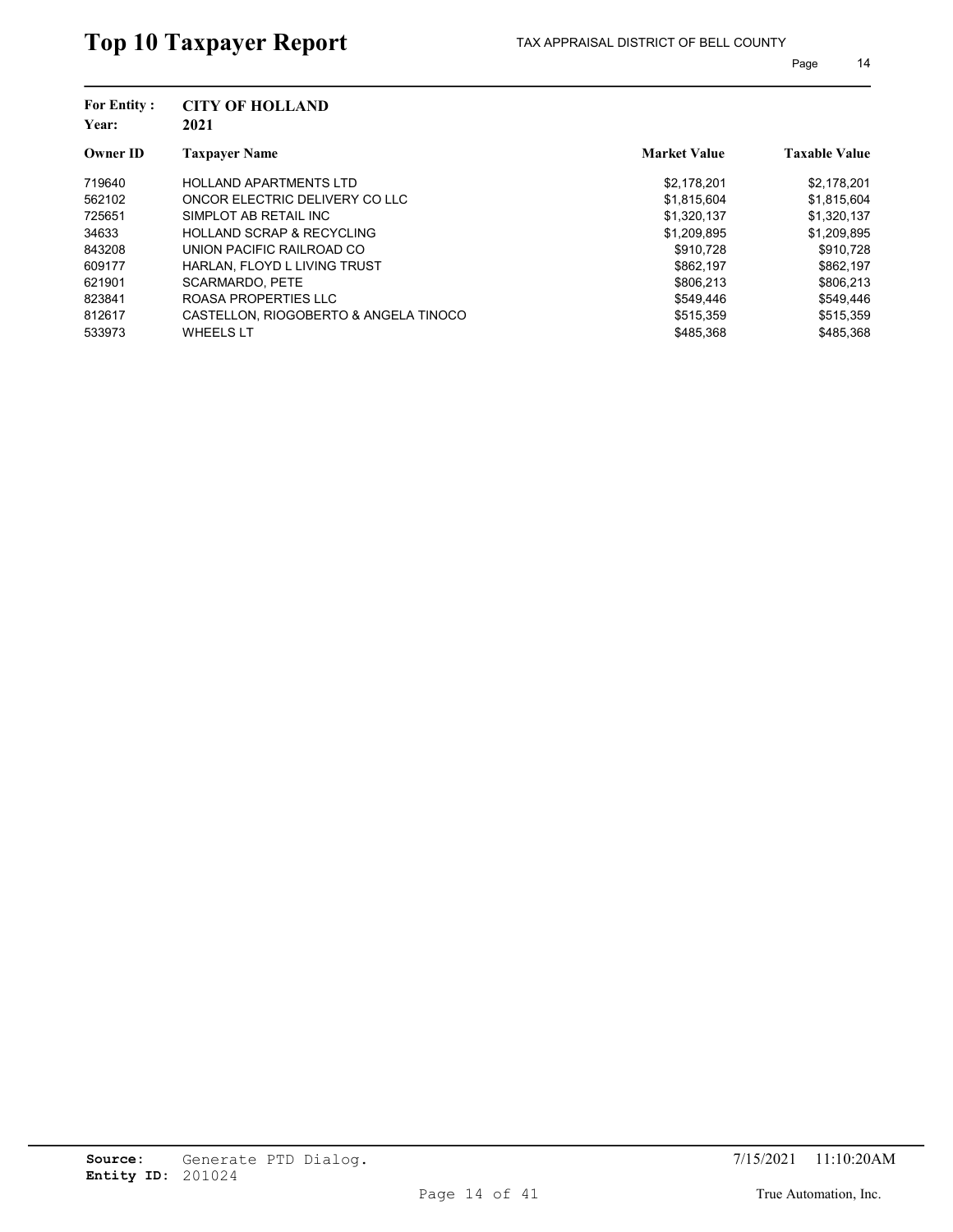# Top 10 Taxpayer Report

TAX APPRAISAL DISTRICT OF BELL COUNTY

**For Entity :** **CITY OF HOLLAND**
**Year:** **2021**

| Owner ID | Taxpayer Name | Market Value | Taxable Value |
|---|---|---|---|
| 719640 | HOLLAND APARTMENTS LTD | $2,178,201 | $2,178,201 |
| 562102 | ONCOR ELECTRIC DELIVERY CO LLC | $1,815,604 | $1,815,604 |
| 725651 | SIMPLOT AB RETAIL INC | $1,320,137 | $1,320,137 |
| 34633 | HOLLAND SCRAP & RECYCLING | $1,209,895 | $1,209,895 |
| 843208 | UNION PACIFIC RAILROAD CO | $910,728 | $910,728 |
| 609177 | HARLAN, FLOYD L LIVING TRUST | $862,197 | $862,197 |
| 621901 | SCARMARDO, PETE | $806,213 | $806,213 |
| 823841 | ROASA PROPERTIES LLC | $549,446 | $549,446 |
| 812617 | CASTELLON, RIOGOBERTO & ANGELA TINOCO | $515,359 | $515,359 |
| 533973 | WHEELS LT | $485,368 | $485,368 |

**Source:** Generate PTD Dialog.
**Entity ID:** 201024

7/15/2021 11:10:20AM

True Automation, Inc.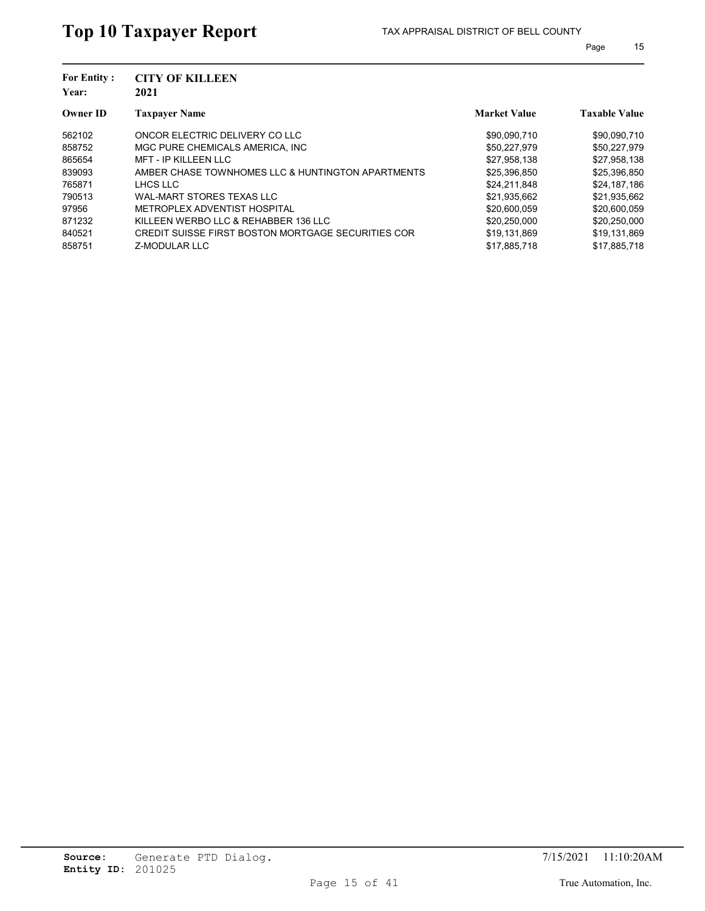# Top 10 Taxpayer Report

TAX APPRAISAL DISTRICT OF BELL COUNTY

**For Entity :** **CITY OF KILLEEN**
**Year:** **2021**

| Owner ID | Taxpayer Name | Market Value | Taxable Value |
|---|---|---|---|
| 562102 | ONCOR ELECTRIC DELIVERY CO LLC | $90,090,710 | $90,090,710 |
| 858752 | MGC PURE CHEMICALS AMERICA, INC | $50,227,979 | $50,227,979 |
| 865654 | MFT - IP KILLEEN LLC | $27,958,138 | $27,958,138 |
| 839093 | AMBER CHASE TOWNHOMES LLC & HUNTINGTON APARTMENTS | $25,396,850 | $25,396,850 |
| 765871 | LHCS LLC | $24,211,848 | $24,187,186 |
| 790513 | WAL-MART STORES TEXAS LLC | $21,935,662 | $21,935,662 |
| 97956 | METROPLEX ADVENTIST HOSPITAL | $20,600,059 | $20,600,059 |
| 871232 | KILLEEN WERBO LLC & REHABBER 136 LLC | $20,250,000 | $20,250,000 |
| 840521 | CREDIT SUISSE FIRST BOSTON MORTGAGE SECURITIES COR | $19,131,869 | $19,131,869 |
| 858751 | Z-MODULAR LLC | $17,885,718 | $17,885,718 |

**Source:** Generate PTD Dialog.
**Entity ID:** 201025

7/15/2021 11:10:20AM

True Automation, Inc.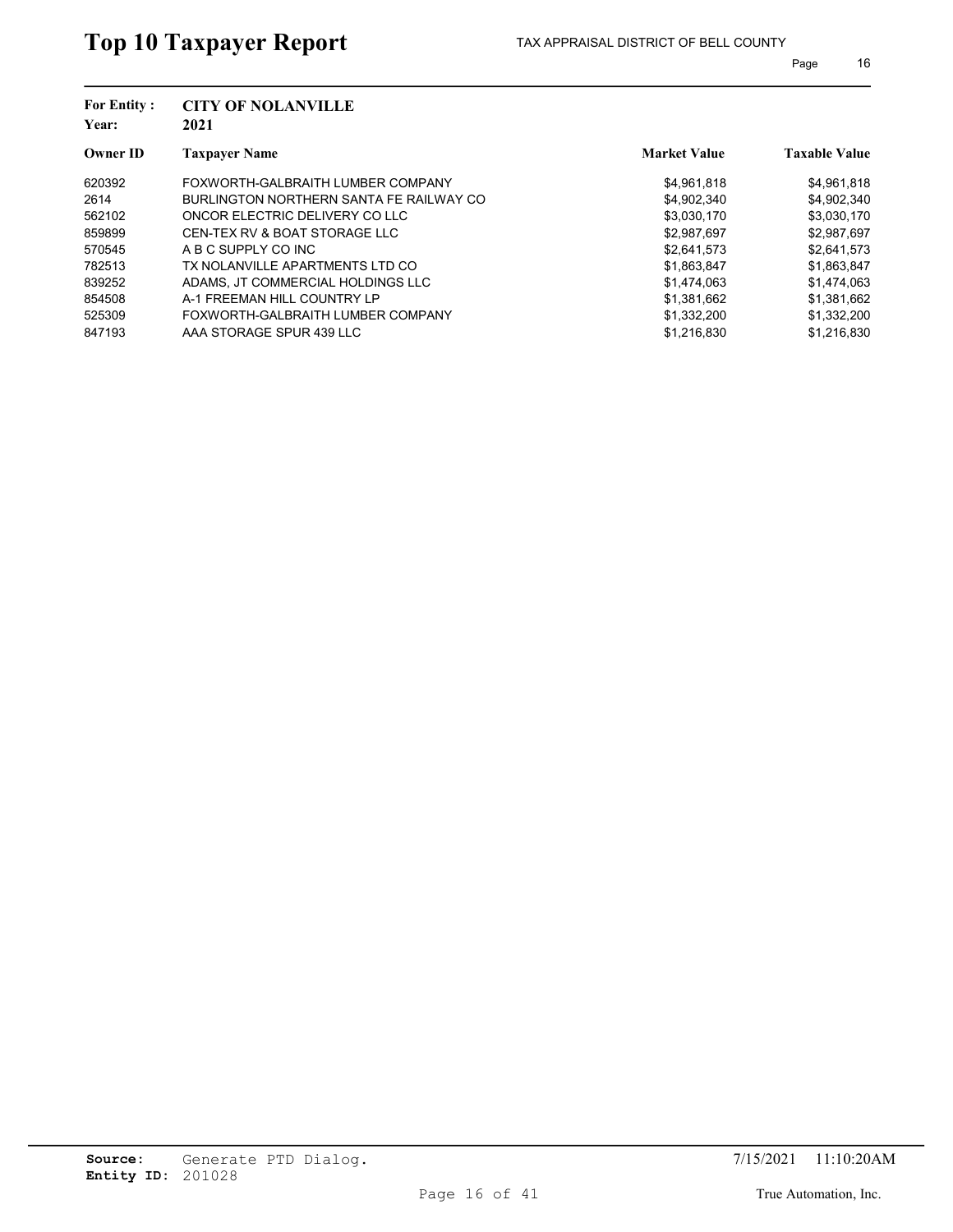# Top 10 Taxpayer Report

TAX APPRAISAL DISTRICT OF BELL COUNTY

**For Entity :** **CITY OF NOLANVILLE**
**Year:** **2021**

| Owner ID | Taxpayer Name | Market Value | Taxable Value |
|---|---|---|---|
| 620392 | FOXWORTH-GALBRAITH LUMBER COMPANY | $4,961,818 | $4,961,818 |
| 2614 | BURLINGTON NORTHERN SANTA FE RAILWAY CO | $4,902,340 | $4,902,340 |
| 562102 | ONCOR ELECTRIC DELIVERY CO LLC | $3,030,170 | $3,030,170 |
| 859899 | CEN-TEX RV & BOAT STORAGE LLC | $2,987,697 | $2,987,697 |
| 570545 | A B C SUPPLY CO INC | $2,641,573 | $2,641,573 |
| 782513 | TX NOLANVILLE APARTMENTS LTD CO | $1,863,847 | $1,863,847 |
| 839252 | ADAMS, JT COMMERCIAL HOLDINGS LLC | $1,474,063 | $1,474,063 |
| 854508 | A-1 FREEMAN HILL COUNTRY LP | $1,381,662 | $1,381,662 |
| 525309 | FOXWORTH-GALBRAITH LUMBER COMPANY | $1,332,200 | $1,332,200 |
| 847193 | AAA STORAGE SPUR 439 LLC | $1,216,830 | $1,216,830 |

**Source:** Generate PTD Dialog.
**Entity ID:** 201028

7/15/2021 11:10:20AM

True Automation, Inc.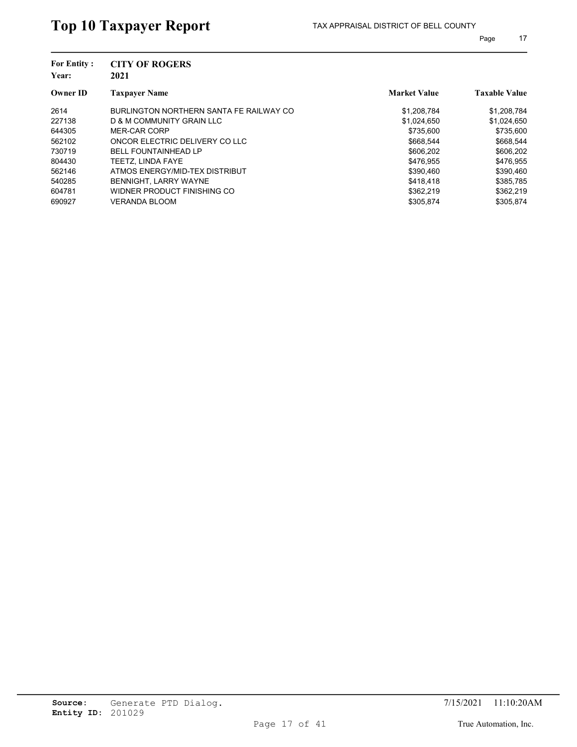# Top 10 Taxpayer Report

TAX APPRAISAL DISTRICT OF BELL COUNTY

**For Entity :** **CITY OF ROGERS**
**Year:** **2021**

| Owner ID | Taxpayer Name | Market Value | Taxable Value |
|---|---|---|---|
| 2614 | BURLINGTON NORTHERN SANTA FE RAILWAY CO | $1,208,784 | $1,208,784 |
| 227138 | D & M COMMUNITY GRAIN LLC | $1,024,650 | $1,024,650 |
| 644305 | MER-CAR CORP | $735,600 | $735,600 |
| 562102 | ONCOR ELECTRIC DELIVERY CO LLC | $668,544 | $668,544 |
| 730719 | BELL FOUNTAINHEAD LP | $606,202 | $606,202 |
| 804430 | TEETZ, LINDA FAYE | $476,955 | $476,955 |
| 562146 | ATMOS ENERGY/MID-TEX DISTRIBUT | $390,460 | $390,460 |
| 540285 | BENNIGHT, LARRY WAYNE | $418,418 | $385,785 |
| 604781 | WIDNER PRODUCT FINISHING CO | $362,219 | $362,219 |
| 690927 | VERANDA BLOOM | $305,874 | $305,874 |

**Source:** Generate PTD Dialog.
**Entity ID:** 201029

7/15/2021 11:10:20AM

True Automation, Inc.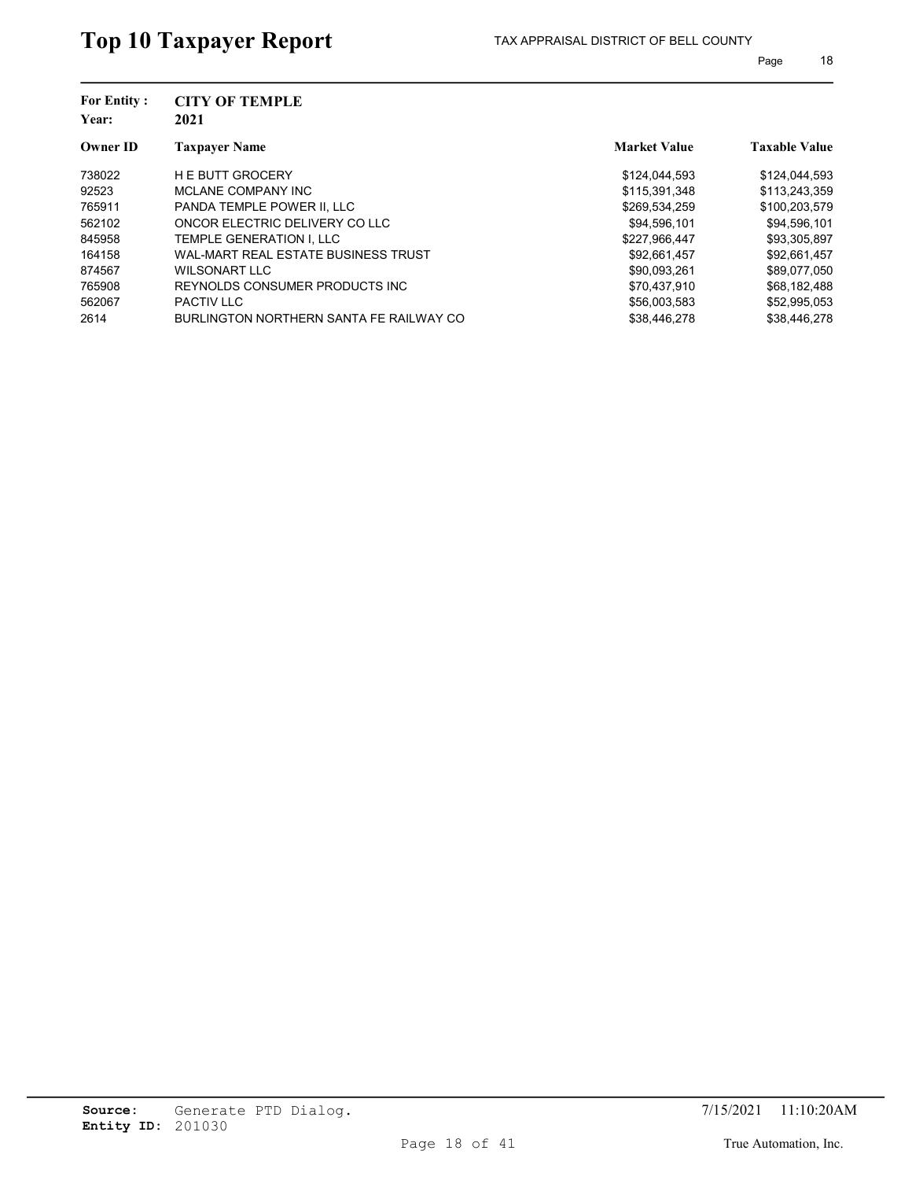# Top 10 Taxpayer Report

TAX APPRAISAL DISTRICT OF BELL COUNTY

**For Entity :** **CITY OF TEMPLE**
**Year:** **2021**

| Owner ID | Taxpayer Name | Market Value | Taxable Value |
|---|---|---|---|
| 738022 | H E BUTT GROCERY | $124,044,593 | $124,044,593 |
| 92523 | MCLANE COMPANY INC | $115,391,348 | $113,243,359 |
| 765911 | PANDA TEMPLE POWER II, LLC | $269,534,259 | $100,203,579 |
| 562102 | ONCOR ELECTRIC DELIVERY CO LLC | $94,596,101 | $94,596,101 |
| 845958 | TEMPLE GENERATION I, LLC | $227,966,447 | $93,305,897 |
| 164158 | WAL-MART REAL ESTATE BUSINESS TRUST | $92,661,457 | $92,661,457 |
| 874567 | WILSONART LLC | $90,093,261 | $89,077,050 |
| 765908 | REYNOLDS CONSUMER PRODUCTS INC | $70,437,910 | $68,182,488 |
| 562067 | PACTIV LLC | $56,003,583 | $52,995,053 |
| 2614 | BURLINGTON NORTHERN SANTA FE RAILWAY CO | $38,446,278 | $38,446,278 |

**Source:** Generate PTD Dialog.
**Entity ID:** 201030

7/15/2021 11:10:20AM

True Automation, Inc.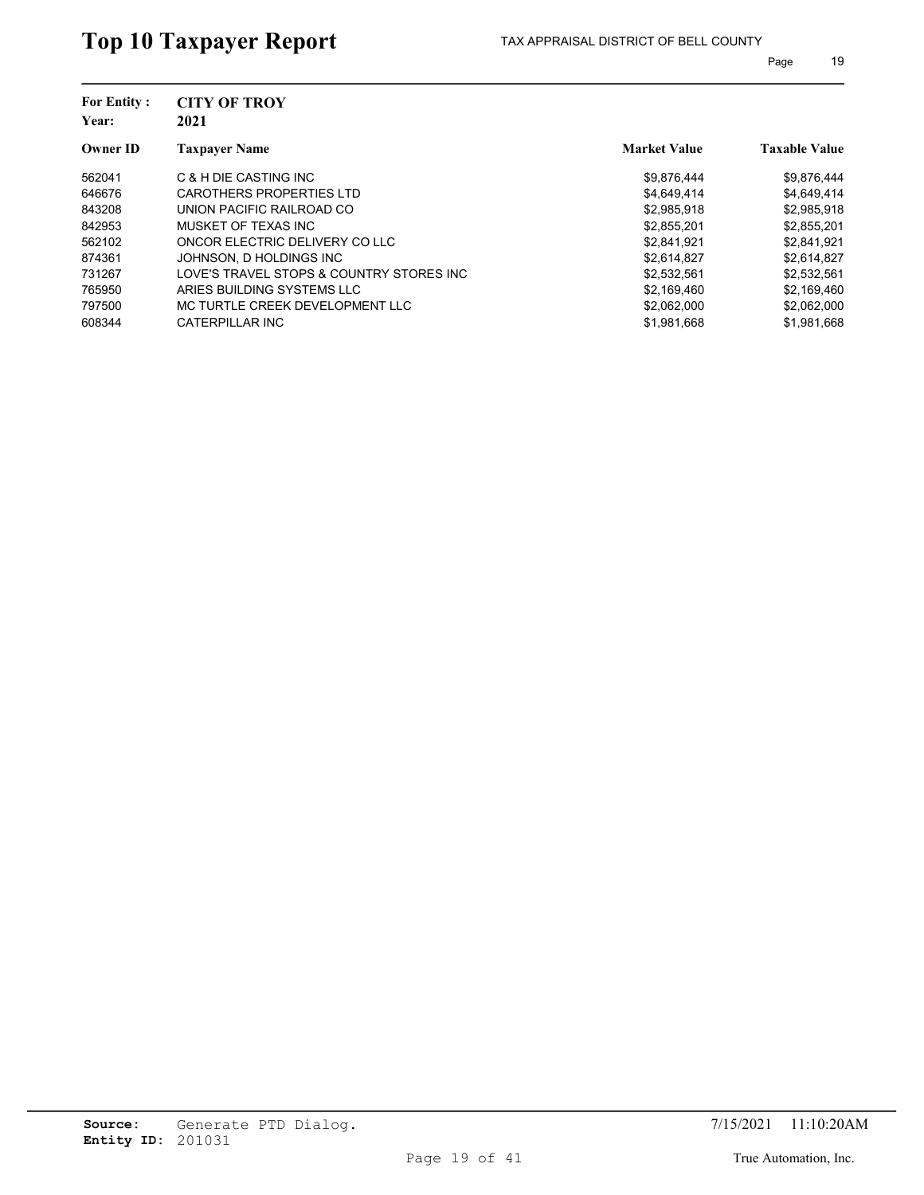# Top 10 Taxpayer Report

TAX APPRAISAL DISTRICT OF BELL COUNTY

**For Entity :** **CITY OF TROY**
**Year:** **2021**

| Owner ID | Taxpayer Name | Market Value | Taxable Value |
|---|---|---|---|
| 562041 | C & H DIE CASTING INC | $9,876,444 | $9,876,444 |
| 646676 | CAROTHERS PROPERTIES LTD | $4,649,414 | $4,649,414 |
| 843208 | UNION PACIFIC RAILROAD CO | $2,985,918 | $2,985,918 |
| 842953 | MUSKET OF TEXAS INC | $2,855,201 | $2,855,201 |
| 562102 | ONCOR ELECTRIC DELIVERY CO LLC | $2,841,921 | $2,841,921 |
| 874361 | JOHNSON, D HOLDINGS INC | $2,614,827 | $2,614,827 |
| 731267 | LOVE'S TRAVEL STOPS & COUNTRY STORES INC | $2,532,561 | $2,532,561 |
| 765950 | ARIES BUILDING SYSTEMS LLC | $2,169,460 | $2,169,460 |
| 797500 | MC TURTLE CREEK DEVELOPMENT LLC | $2,062,000 | $2,062,000 |
| 608344 | CATERPILLAR INC | $1,981,668 | $1,981,668 |

**Source:** Generate PTD Dialog.
**Entity ID:** 201031

7/15/2021 11:10:20AM

True Automation, Inc.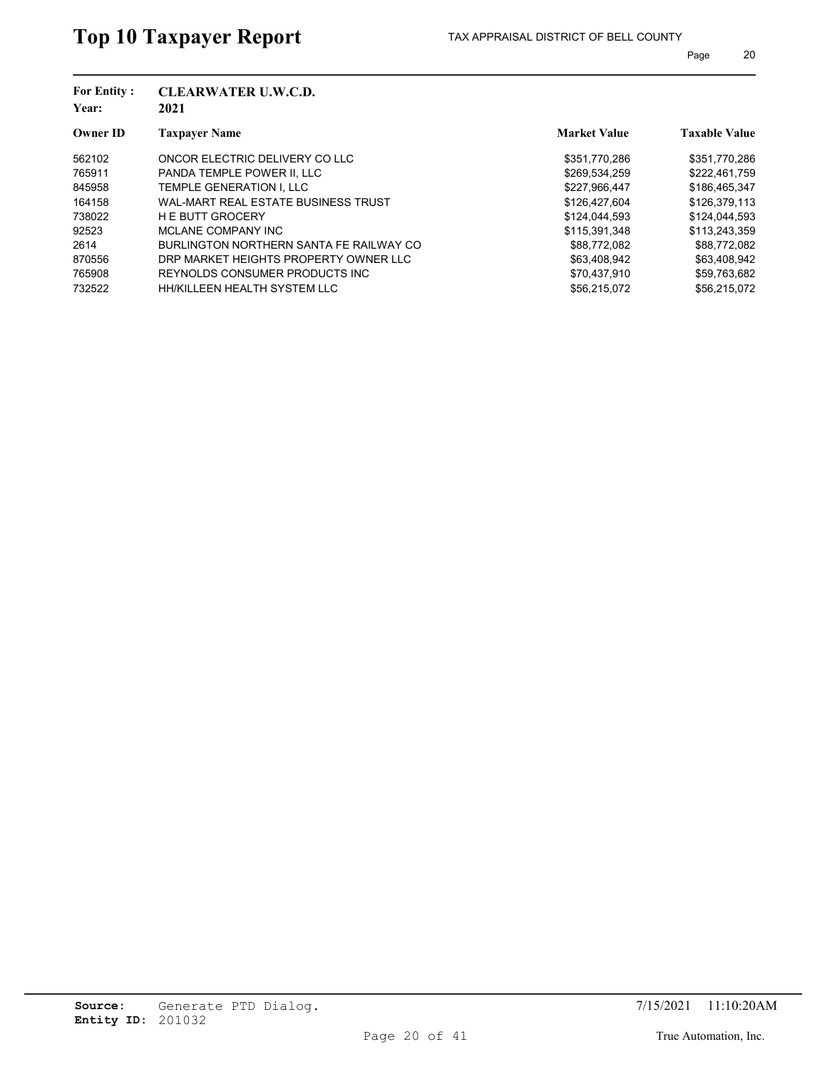# Top 10 Taxpayer Report

TAX APPRAISAL DISTRICT OF BELL COUNTY

**For Entity :** CLEARWATER U.W.C.D.
**Year:** 2021

| Owner ID | Taxpayer Name | Market Value | Taxable Value |
|---|---|---|---|
| 562102 | ONCOR ELECTRIC DELIVERY CO LLC | $351,770,286 | $351,770,286 |
| 765911 | PANDA TEMPLE POWER II, LLC | $269,534,259 | $222,461,759 |
| 845958 | TEMPLE GENERATION I, LLC | $227,966,447 | $186,465,347 |
| 164158 | WAL-MART REAL ESTATE BUSINESS TRUST | $126,427,604 | $126,379,113 |
| 738022 | H E BUTT GROCERY | $124,044,593 | $124,044,593 |
| 92523 | MCLANE COMPANY INC | $115,391,348 | $113,243,359 |
| 2614 | BURLINGTON NORTHERN SANTA FE RAILWAY CO | $88,772,082 | $88,772,082 |
| 870556 | DRP MARKET HEIGHTS PROPERTY OWNER LLC | $63,408,942 | $63,408,942 |
| 765908 | REYNOLDS CONSUMER PRODUCTS INC | $70,437,910 | $59,763,682 |
| 732522 | HH/KILLEEN HEALTH SYSTEM LLC | $56,215,072 | $56,215,072 |

**Source:** Generate PTD Dialog.
**Entity ID:** 201032

7/15/2021 11:10:20AM

True Automation, Inc.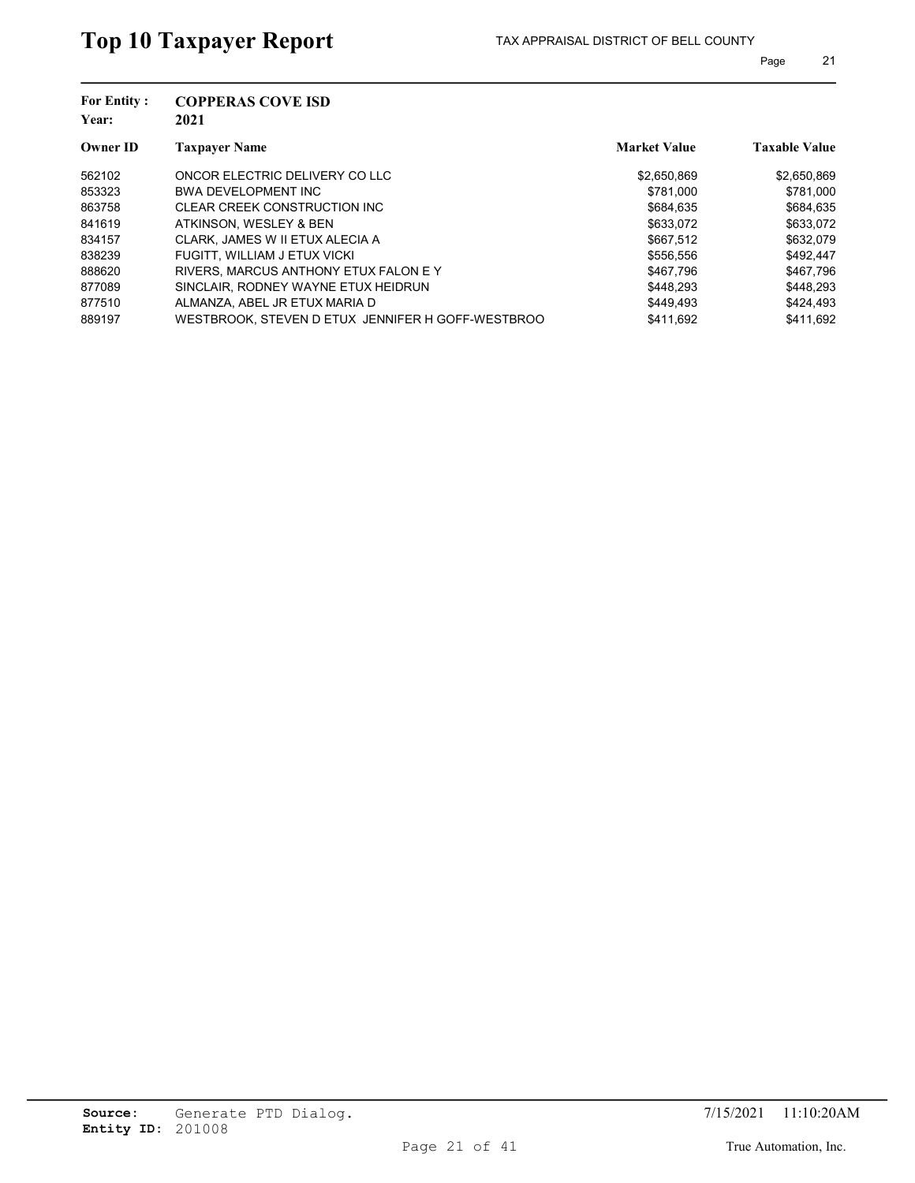# Top 10 Taxpayer Report

TAX APPRAISAL DISTRICT OF BELL COUNTY

**For Entity :** COPPERAS COVE ISD
**Year:** 2021

| Owner ID | Taxpayer Name | Market Value | Taxable Value |
|---|---|---|---|
| 562102 | ONCOR ELECTRIC DELIVERY CO LLC | $2,650,869 | $2,650,869 |
| 853323 | BWA DEVELOPMENT INC | $781,000 | $781,000 |
| 863758 | CLEAR CREEK CONSTRUCTION INC | $684,635 | $684,635 |
| 841619 | ATKINSON, WESLEY & BEN | $633,072 | $633,072 |
| 834157 | CLARK, JAMES W II ETUX ALECIA A | $667,512 | $632,079 |
| 838239 | FUGITT, WILLIAM J ETUX VICKI | $556,556 | $492,447 |
| 888620 | RIVERS, MARCUS ANTHONY ETUX FALON E Y | $467,796 | $467,796 |
| 877089 | SINCLAIR, RODNEY WAYNE ETUX HEIDRUN | $448,293 | $448,293 |
| 877510 | ALMANZA, ABEL JR ETUX MARIA D | $449,493 | $424,493 |
| 889197 | WESTBROOK, STEVEN D ETUX JENNIFER H GOFF-WESTBROO | $411,692 | $411,692 |

**Source:** Generate PTD Dialog.
**Entity ID:** 201008

7/15/2021 11:10:20AM

True Automation, Inc.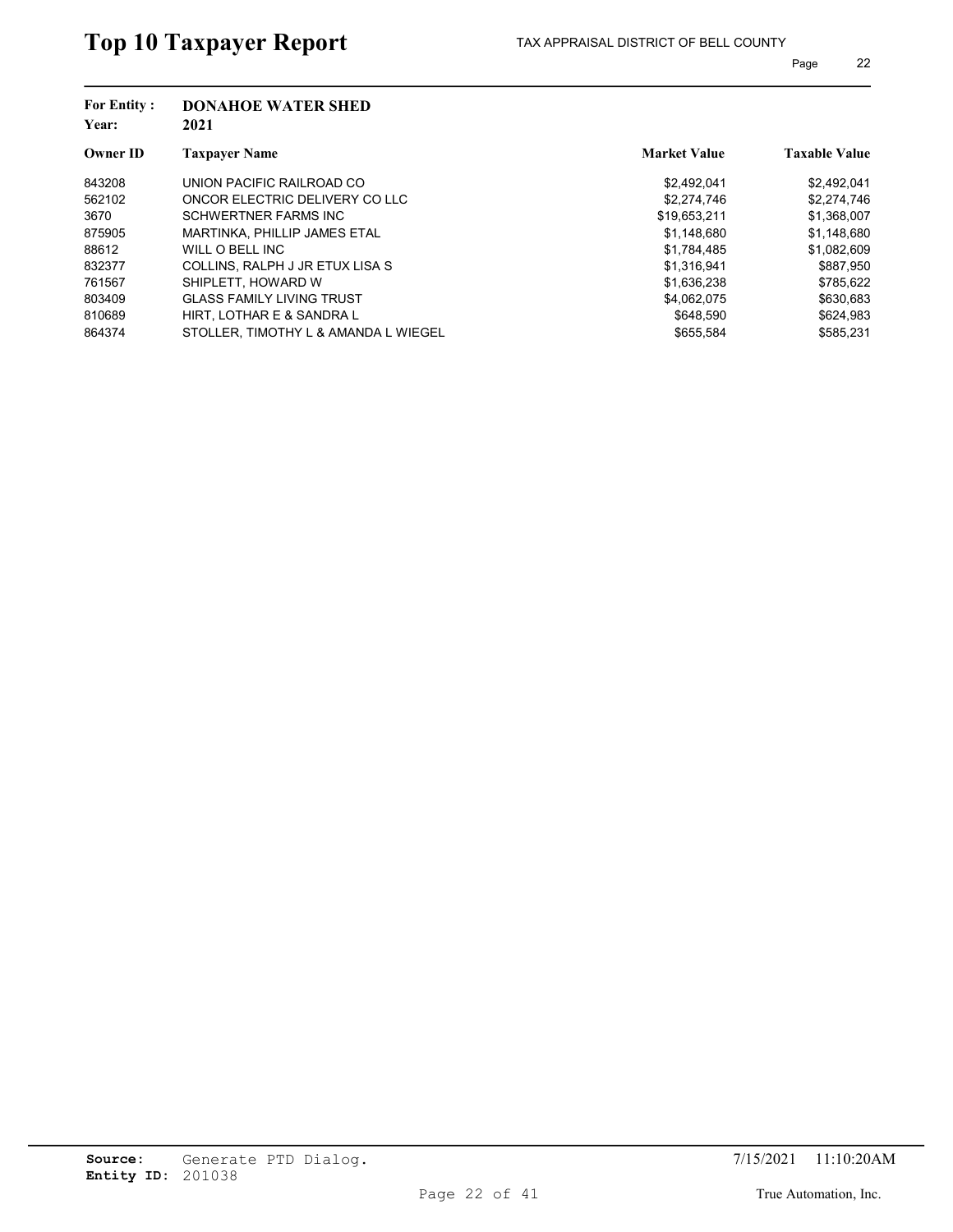# Top 10 Taxpayer Report

TAX APPRAISAL DISTRICT OF BELL COUNTY

**For Entity :** DONAHOE WATER SHED
**Year:** 2021

| Owner ID | Taxpayer Name | Market Value | Taxable Value |
|---|---|---|---|
| 843208 | UNION PACIFIC RAILROAD CO | $2,492,041 | $2,492,041 |
| 562102 | ONCOR ELECTRIC DELIVERY CO LLC | $2,274,746 | $2,274,746 |
| 3670 | SCHWERTNER FARMS INC | $19,653,211 | $1,368,007 |
| 875905 | MARTINKA, PHILLIP JAMES ETAL | $1,148,680 | $1,148,680 |
| 88612 | WILL O BELL INC | $1,784,485 | $1,082,609 |
| 832377 | COLLINS, RALPH J JR ETUX LISA S | $1,316,941 | $887,950 |
| 761567 | SHIPLETT, HOWARD W | $1,636,238 | $785,622 |
| 803409 | GLASS FAMILY LIVING TRUST | $4,062,075 | $630,683 |
| 810689 | HIRT, LOTHAR E & SANDRA L | $648,590 | $624,983 |
| 864374 | STOLLER, TIMOTHY L & AMANDA L WIEGEL | $655,584 | $585,231 |

**Source:** Generate PTD Dialog.
**Entity ID:** 201038

7/15/2021 11:10:20AM

True Automation, Inc.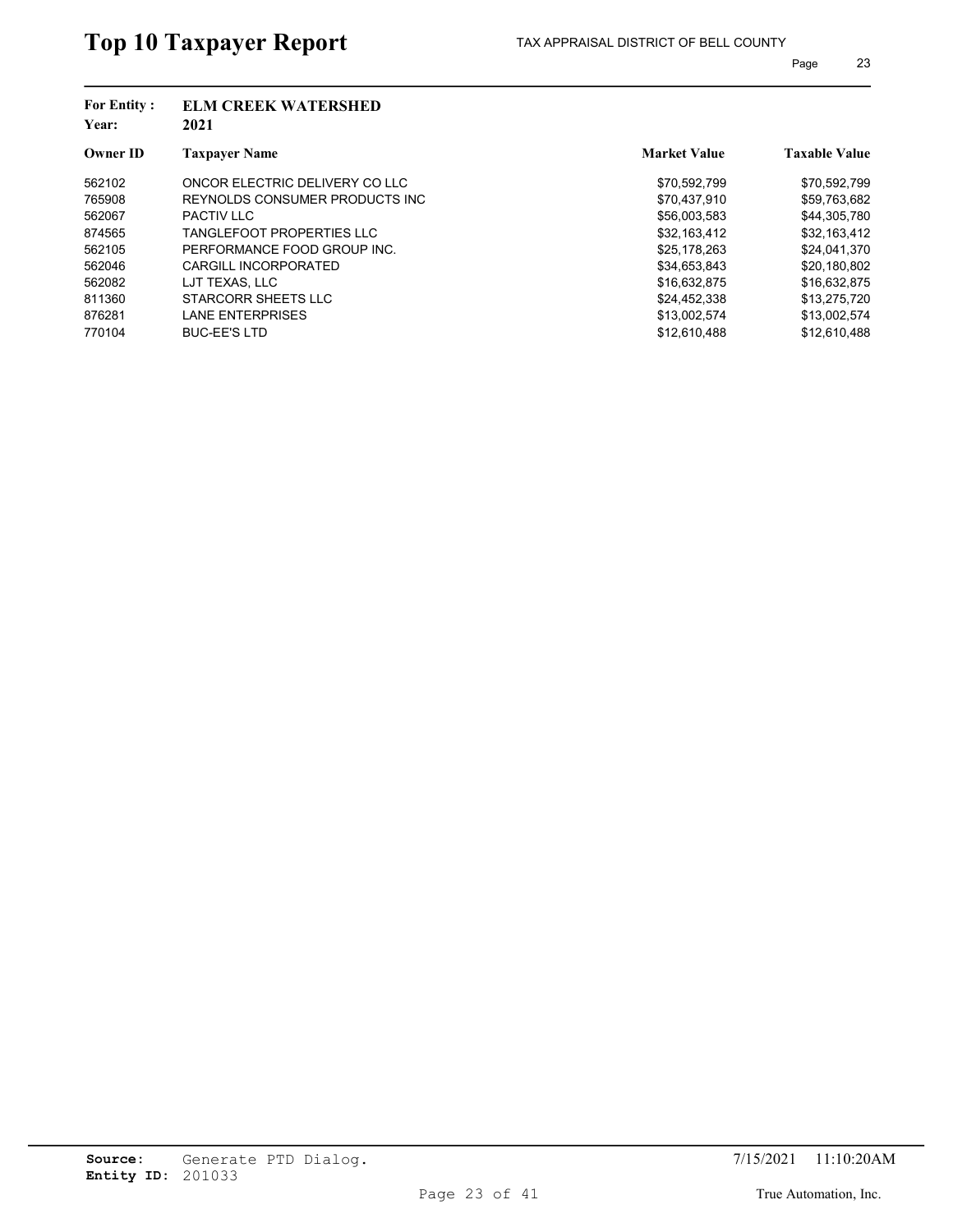# Top 10 Taxpayer Report

TAX APPRAISAL DISTRICT OF BELL COUNTY

**For Entity :** **ELM CREEK WATERSHED**
**Year:** **2021**

| Owner ID | Taxpayer Name | Market Value | Taxable Value |
|---|---|---|---|
| 562102 | ONCOR ELECTRIC DELIVERY CO LLC | $70,592,799 | $70,592,799 |
| 765908 | REYNOLDS CONSUMER PRODUCTS INC | $70,437,910 | $59,763,682 |
| 562067 | PACTIV LLC | $56,003,583 | $44,305,780 |
| 874565 | TANGLEFOOT PROPERTIES LLC | $32,163,412 | $32,163,412 |
| 562105 | PERFORMANCE FOOD GROUP INC. | $25,178,263 | $24,041,370 |
| 562046 | CARGILL INCORPORATED | $34,653,843 | $20,180,802 |
| 562082 | LJT TEXAS, LLC | $16,632,875 | $16,632,875 |
| 811360 | STARCORR SHEETS LLC | $24,452,338 | $13,275,720 |
| 876281 | LANE ENTERPRISES | $13,002,574 | $13,002,574 |
| 770104 | BUC-EE'S LTD | $12,610,488 | $12,610,488 |

**Source:** Generate PTD Dialog.
**Entity ID:** 201033

7/15/2021 11:10:20AM

True Automation, Inc.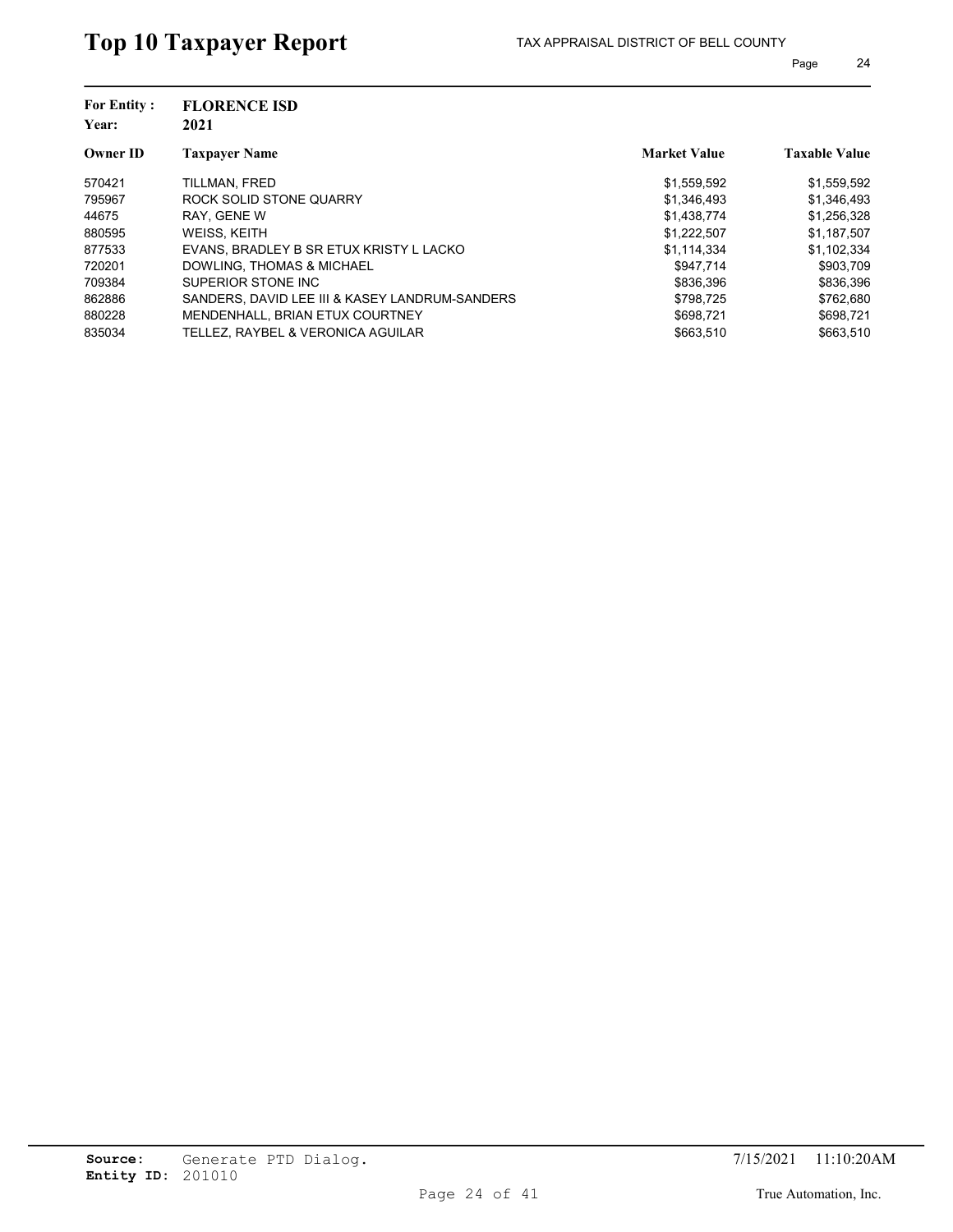# Top 10 Taxpayer Report

TAX APPRAISAL DISTRICT OF BELL COUNTY

**For Entity :** **FLORENCE ISD**
**Year:** **2021**

| Owner ID | Taxpayer Name | Market Value | Taxable Value |
|---|---|---|---|
| 570421 | TILLMAN, FRED | $1,559,592 | $1,559,592 |
| 795967 | ROCK SOLID STONE QUARRY | $1,346,493 | $1,346,493 |
| 44675 | RAY, GENE W | $1,438,774 | $1,256,328 |
| 880595 | WEISS, KEITH | $1,222,507 | $1,187,507 |
| 877533 | EVANS, BRADLEY B SR ETUX KRISTY L LACKO | $1,114,334 | $1,102,334 |
| 720201 | DOWLING, THOMAS & MICHAEL | $947,714 | $903,709 |
| 709384 | SUPERIOR STONE INC | $836,396 | $836,396 |
| 862886 | SANDERS, DAVID LEE III & KASEY LANDRUM-SANDERS | $798,725 | $762,680 |
| 880228 | MENDENHALL, BRIAN ETUX COURTNEY | $698,721 | $698,721 |
| 835034 | TELLEZ, RAYBEL & VERONICA AGUILAR | $663,510 | $663,510 |

**Source:** Generate PTD Dialog.
**Entity ID:** 201010

7/15/2021 11:10:20AM

True Automation, Inc.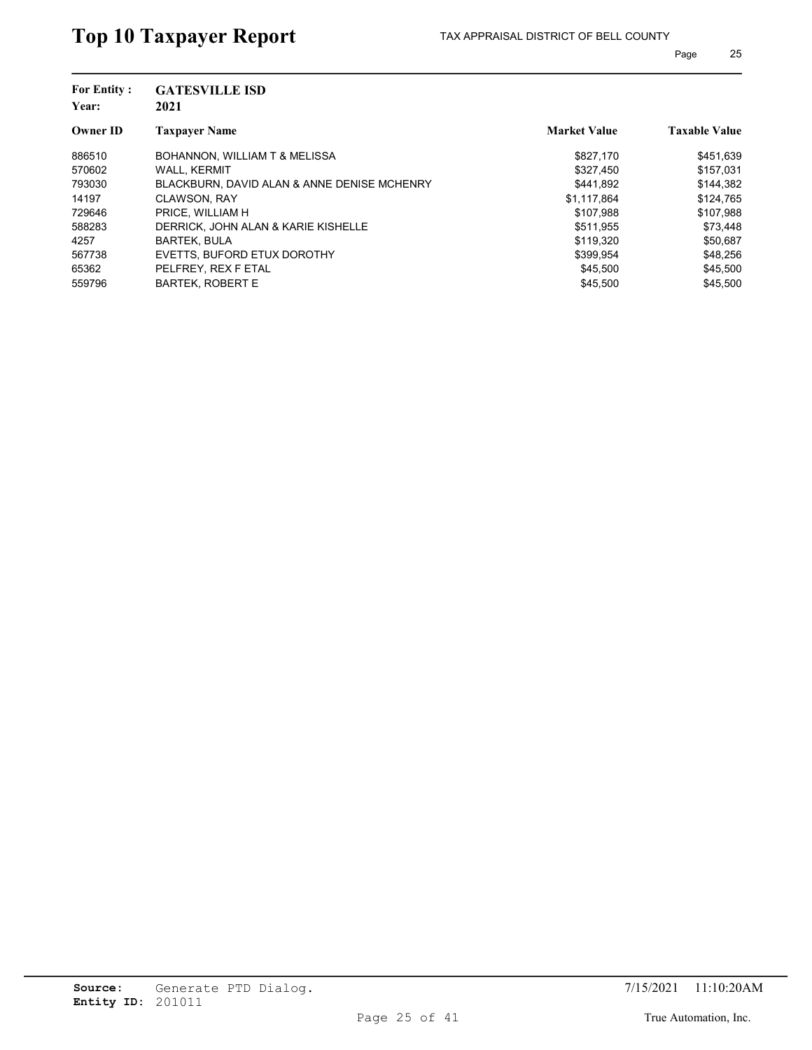# Top 10 Taxpayer Report

TAX APPRAISAL DISTRICT OF BELL COUNTY

**For Entity :** **GATESVILLE ISD**
**Year:** **2021**

| Owner ID | Taxpayer Name | Market Value | Taxable Value |
|---|---|---|---|
| 886510 | BOHANNON, WILLIAM T & MELISSA | $827,170 | $451,639 |
| 570602 | WALL, KERMIT | $327,450 | $157,031 |
| 793030 | BLACKBURN, DAVID ALAN & ANNE DENISE MCHENRY | $441,892 | $144,382 |
| 14197 | CLAWSON, RAY | $1,117,864 | $124,765 |
| 729646 | PRICE, WILLIAM H | $107,988 | $107,988 |
| 588283 | DERRICK, JOHN ALAN & KARIE KISHELLE | $511,955 | $73,448 |
| 4257 | BARTEK, BULA | $119,320 | $50,687 |
| 567738 | EVETTS, BUFORD ETUX DOROTHY | $399,954 | $48,256 |
| 65362 | PELFREY, REX F ETAL | $45,500 | $45,500 |
| 559796 | BARTEK, ROBERT E | $45,500 | $45,500 |

**Source:** Generate PTD Dialog.
**Entity ID:** 201011

7/15/2021 11:10:20AM

True Automation, Inc.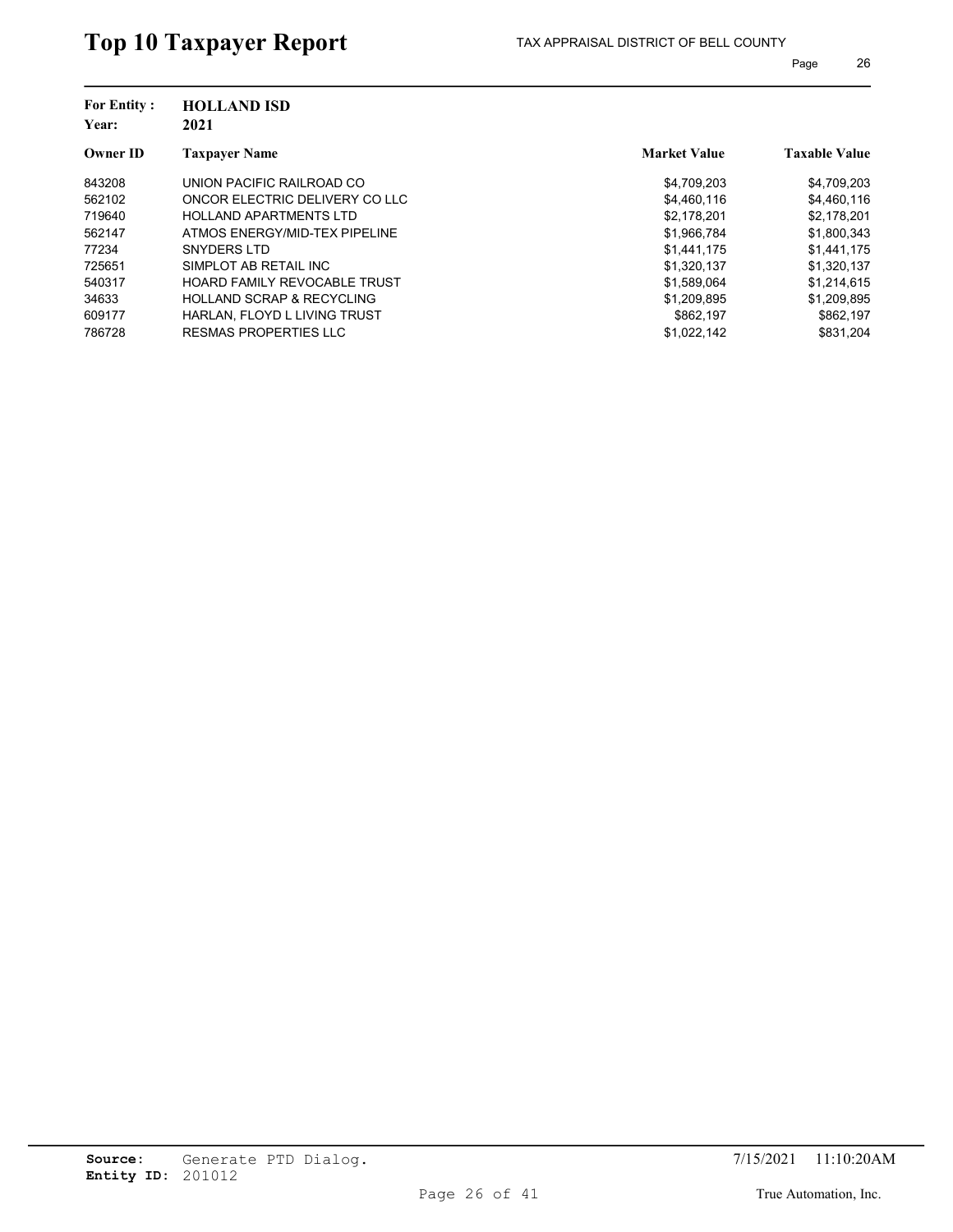# Top 10 Taxpayer Report

TAX APPRAISAL DISTRICT OF BELL COUNTY

**For Entity :** **HOLLAND ISD**
**Year:** **2021**

| Owner ID | Taxpayer Name | Market Value | Taxable Value |
|---|---|---|---|
| 843208 | UNION PACIFIC RAILROAD CO | $4,709,203 | $4,709,203 |
| 562102 | ONCOR ELECTRIC DELIVERY CO LLC | $4,460,116 | $4,460,116 |
| 719640 | HOLLAND APARTMENTS LTD | $2,178,201 | $2,178,201 |
| 562147 | ATMOS ENERGY/MID-TEX PIPELINE | $1,966,784 | $1,800,343 |
| 77234 | SNYDERS LTD | $1,441,175 | $1,441,175 |
| 725651 | SIMPLOT AB RETAIL INC | $1,320,137 | $1,320,137 |
| 540317 | HOARD FAMILY REVOCABLE TRUST | $1,589,064 | $1,214,615 |
| 34633 | HOLLAND SCRAP & RECYCLING | $1,209,895 | $1,209,895 |
| 609177 | HARLAN, FLOYD L LIVING TRUST | $862,197 | $862,197 |
| 786728 | RESMAS PROPERTIES LLC | $1,022,142 | $831,204 |

**Source:** Generate PTD Dialog.
**Entity ID:** 201012

7/15/2021 11:10:20AM

True Automation, Inc.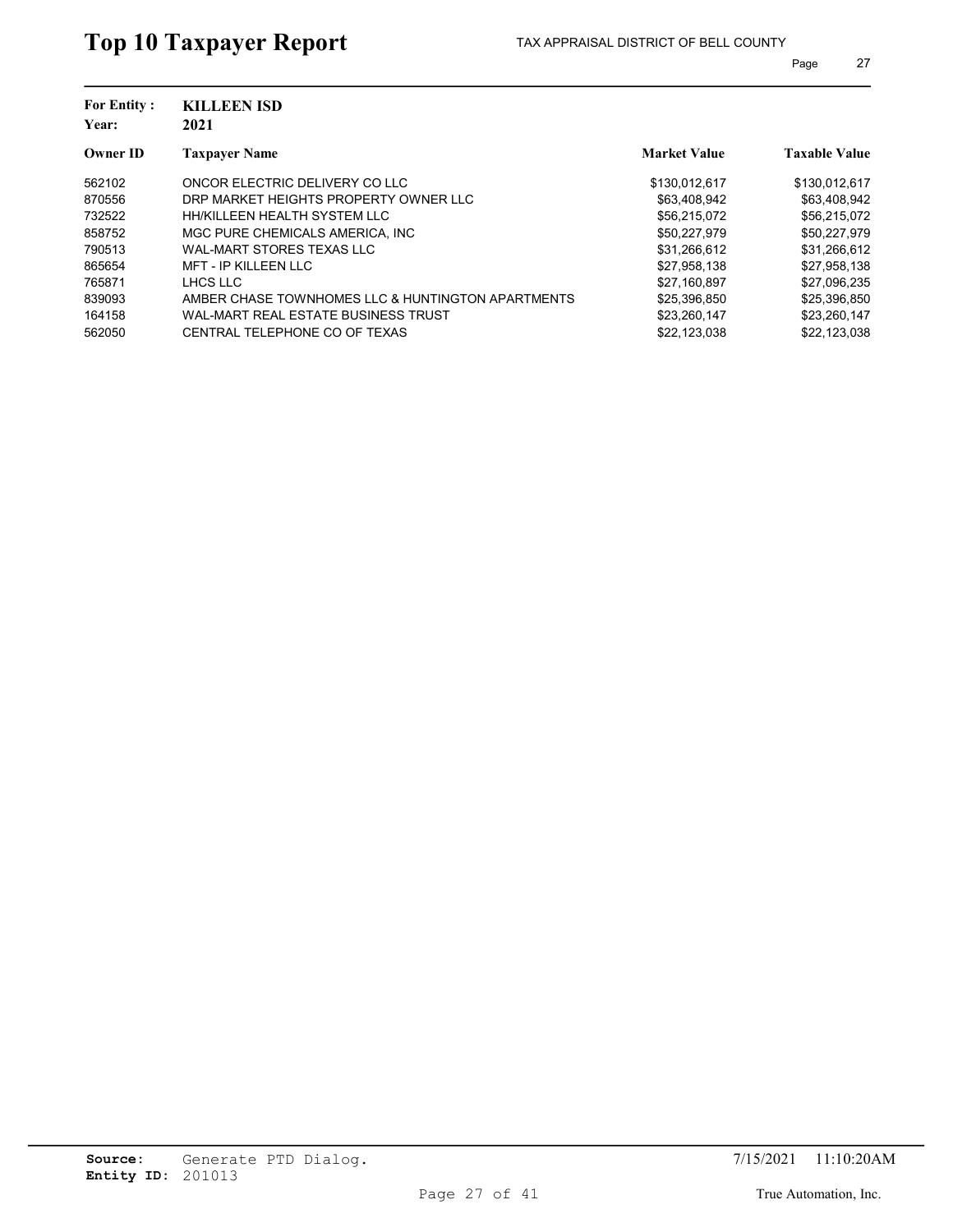# Top 10 Taxpayer Report

TAX APPRAISAL DISTRICT OF BELL COUNTY

**For Entity :** **KILLEEN ISD**
**Year:** **2021**

| Owner ID | Taxpayer Name | Market Value | Taxable Value |
|---|---|---|---|
| 562102 | ONCOR ELECTRIC DELIVERY CO LLC | $130,012,617 | $130,012,617 |
| 870556 | DRP MARKET HEIGHTS PROPERTY OWNER LLC | $63,408,942 | $63,408,942 |
| 732522 | HH/KILLEEN HEALTH SYSTEM LLC | $56,215,072 | $56,215,072 |
| 858752 | MGC PURE CHEMICALS AMERICA, INC | $50,227,979 | $50,227,979 |
| 790513 | WAL-MART STORES TEXAS LLC | $31,266,612 | $31,266,612 |
| 865654 | MFT - IP KILLEEN LLC | $27,958,138 | $27,958,138 |
| 765871 | LHCS LLC | $27,160,897 | $27,096,235 |
| 839093 | AMBER CHASE TOWNHOMES LLC & HUNTINGTON APARTMENTS | $25,396,850 | $25,396,850 |
| 164158 | WAL-MART REAL ESTATE BUSINESS TRUST | $23,260,147 | $23,260,147 |
| 562050 | CENTRAL TELEPHONE CO OF TEXAS | $22,123,038 | $22,123,038 |

**Source:** Generate PTD Dialog.
**Entity ID:** 201013

7/15/2021 11:10:20AM

True Automation, Inc.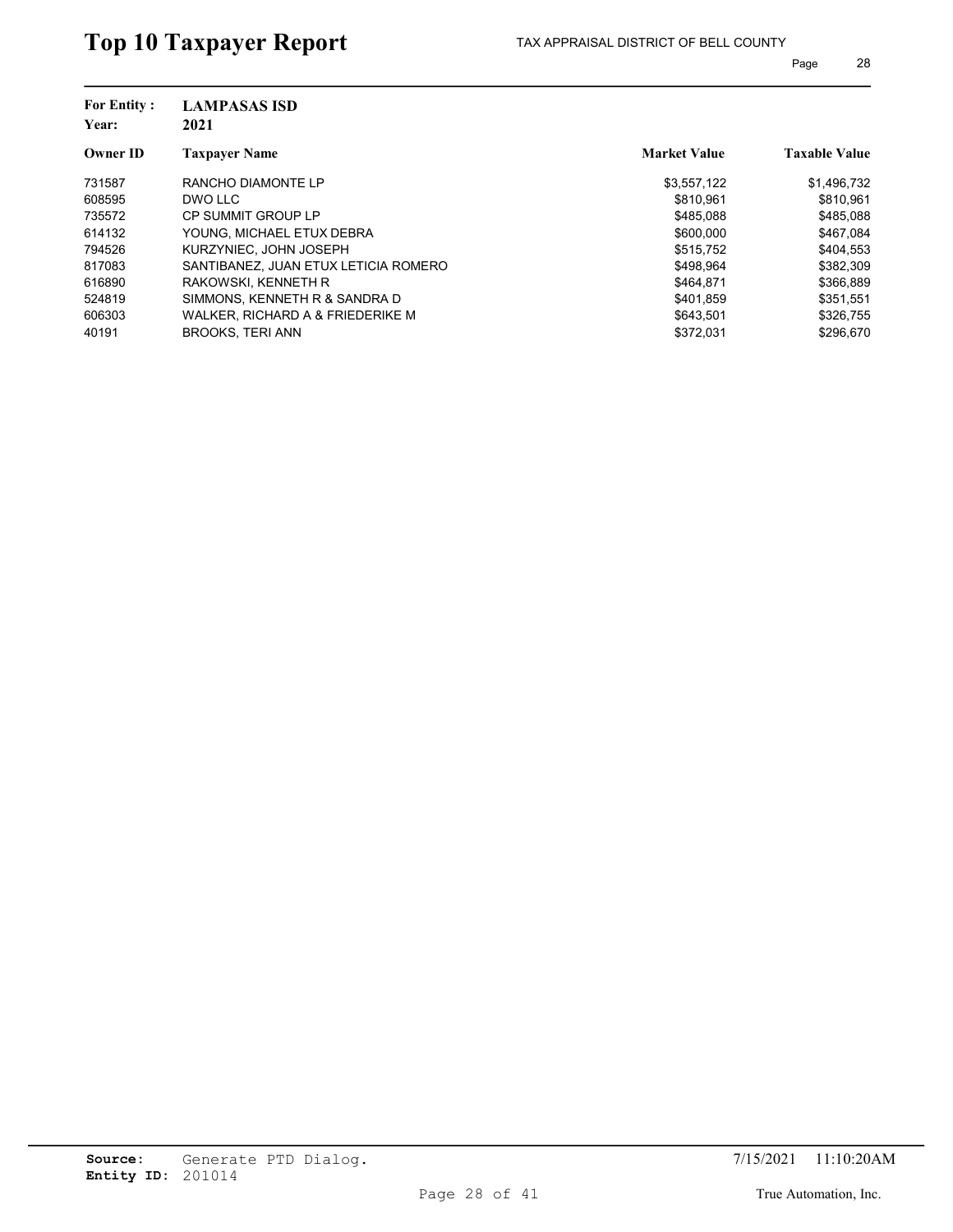# Top 10 Taxpayer Report

TAX APPRAISAL DISTRICT OF BELL COUNTY

**For Entity :** LAMPASAS ISD
**Year:** 2021

| Owner ID | Taxpayer Name | Market Value | Taxable Value |
|---|---|---|---|
| 731587 | RANCHO DIAMONTE LP | $3,557,122 | $1,496,732 |
| 608595 | DWO LLC | $810,961 | $810,961 |
| 735572 | CP SUMMIT GROUP LP | $485,088 | $485,088 |
| 614132 | YOUNG, MICHAEL ETUX DEBRA | $600,000 | $467,084 |
| 794526 | KURZYNIEC, JOHN JOSEPH | $515,752 | $404,553 |
| 817083 | SANTIBANEZ, JUAN ETUX LETICIA ROMERO | $498,964 | $382,309 |
| 616890 | RAKOWSKI, KENNETH R | $464,871 | $366,889 |
| 524819 | SIMMONS, KENNETH R & SANDRA D | $401,859 | $351,551 |
| 606303 | WALKER, RICHARD A & FRIEDERIKE M | $643,501 | $326,755 |
| 40191 | BROOKS, TERI ANN | $372,031 | $296,670 |

**Source:** Generate PTD Dialog.
**Entity ID:** 201014

7/15/2021 11:10:20AM

True Automation, Inc.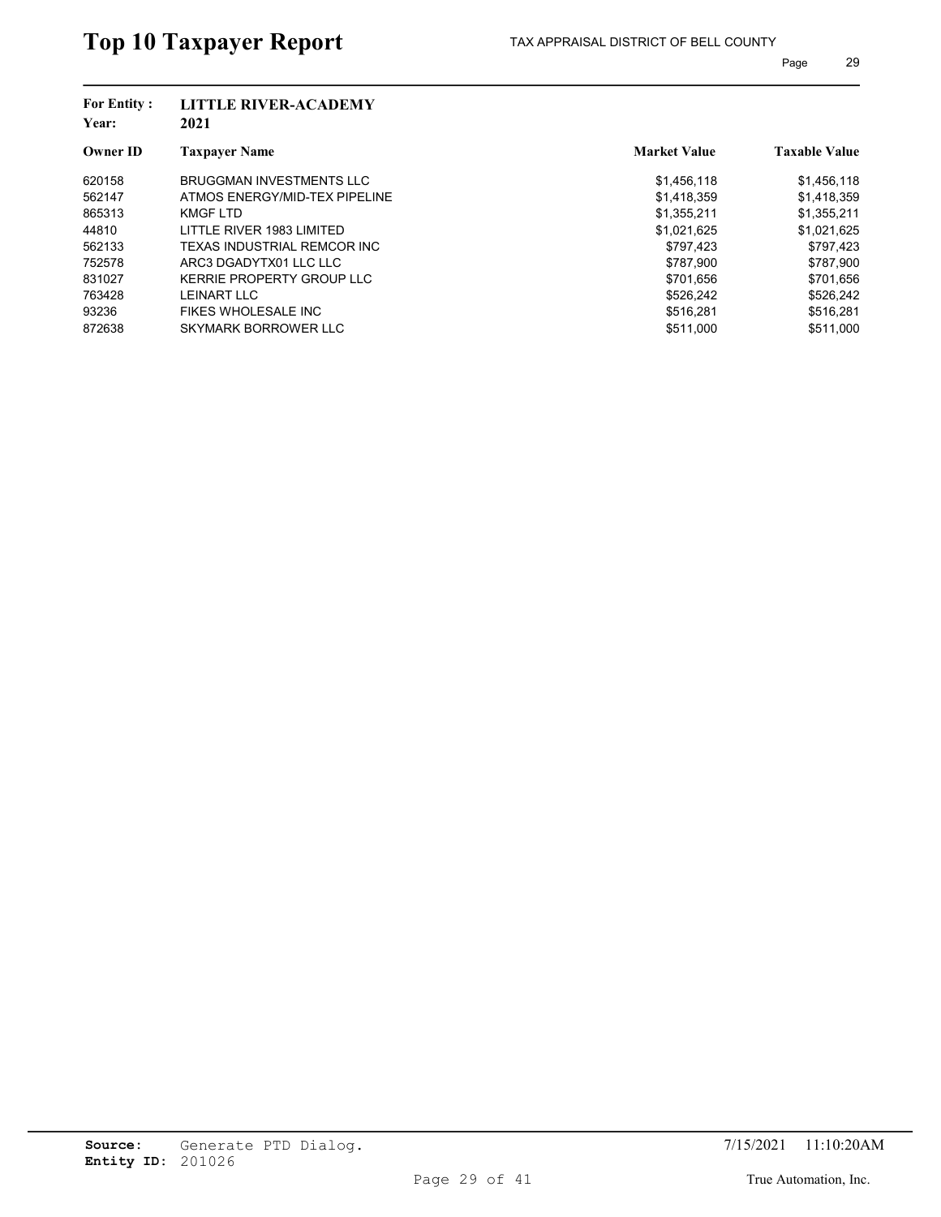# Top 10 Taxpayer Report

TAX APPRAISAL DISTRICT OF BELL COUNTY

**For Entity :** **LITTLE RIVER-ACADEMY**
**Year:** **2021**

| Owner ID | Taxpayer Name | Market Value | Taxable Value |
|---|---|---|---|
| 620158 | BRUGGMAN INVESTMENTS LLC | $1,456,118 | $1,456,118 |
| 562147 | ATMOS ENERGY/MID-TEX PIPELINE | $1,418,359 | $1,418,359 |
| 865313 | KMGF LTD | $1,355,211 | $1,355,211 |
| 44810 | LITTLE RIVER 1983 LIMITED | $1,021,625 | $1,021,625 |
| 562133 | TEXAS INDUSTRIAL REMCOR INC | $797,423 | $797,423 |
| 752578 | ARC3 DGADYTX01 LLC LLC | $787,900 | $787,900 |
| 831027 | KERRIE PROPERTY GROUP LLC | $701,656 | $701,656 |
| 763428 | LEINART LLC | $526,242 | $526,242 |
| 93236 | FIKES WHOLESALE INC | $516,281 | $516,281 |
| 872638 | SKYMARK BORROWER LLC | $511,000 | $511,000 |

**Source:** Generate PTD Dialog.
**Entity ID:** 201026

7/15/2021 11:10:20AM

True Automation, Inc.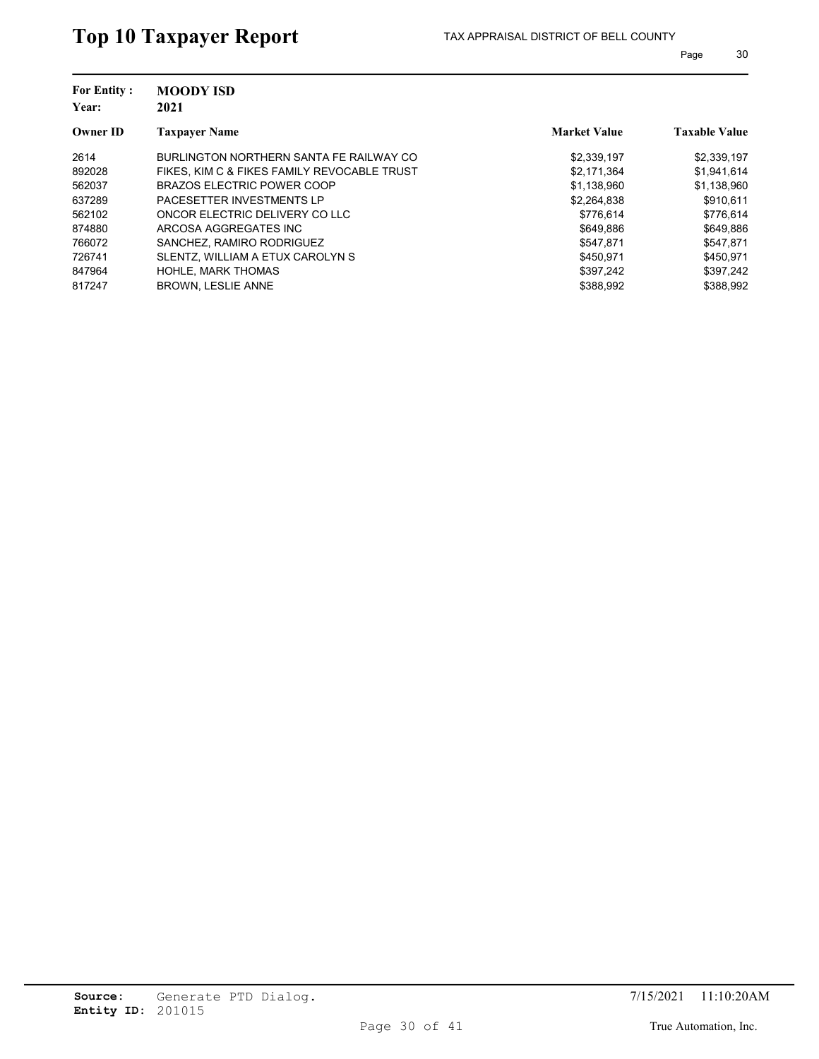# Top 10 Taxpayer Report

TAX APPRAISAL DISTRICT OF BELL COUNTY

**For Entity :** **MOODY ISD**
**Year:** **2021**

| Owner ID | Taxpayer Name | Market Value | Taxable Value |
|---|---|---|---|
| 2614 | BURLINGTON NORTHERN SANTA FE RAILWAY CO | $2,339,197 | $2,339,197 |
| 892028 | FIKES, KIM C & FIKES FAMILY REVOCABLE TRUST | $2,171,364 | $1,941,614 |
| 562037 | BRAZOS ELECTRIC POWER COOP | $1,138,960 | $1,138,960 |
| 637289 | PACESETTER INVESTMENTS LP | $2,264,838 | $910,611 |
| 562102 | ONCOR ELECTRIC DELIVERY CO LLC | $776,614 | $776,614 |
| 874880 | ARCOSA AGGREGATES INC | $649,886 | $649,886 |
| 766072 | SANCHEZ, RAMIRO RODRIGUEZ | $547,871 | $547,871 |
| 726741 | SLENTZ, WILLIAM A ETUX CAROLYN S | $450,971 | $450,971 |
| 847964 | HOHLE, MARK THOMAS | $397,242 | $397,242 |
| 817247 | BROWN, LESLIE ANNE | $388,992 | $388,992 |

**Source:** Generate PTD Dialog.
**Entity ID:** 201015

7/15/2021 11:10:20AM

True Automation, Inc.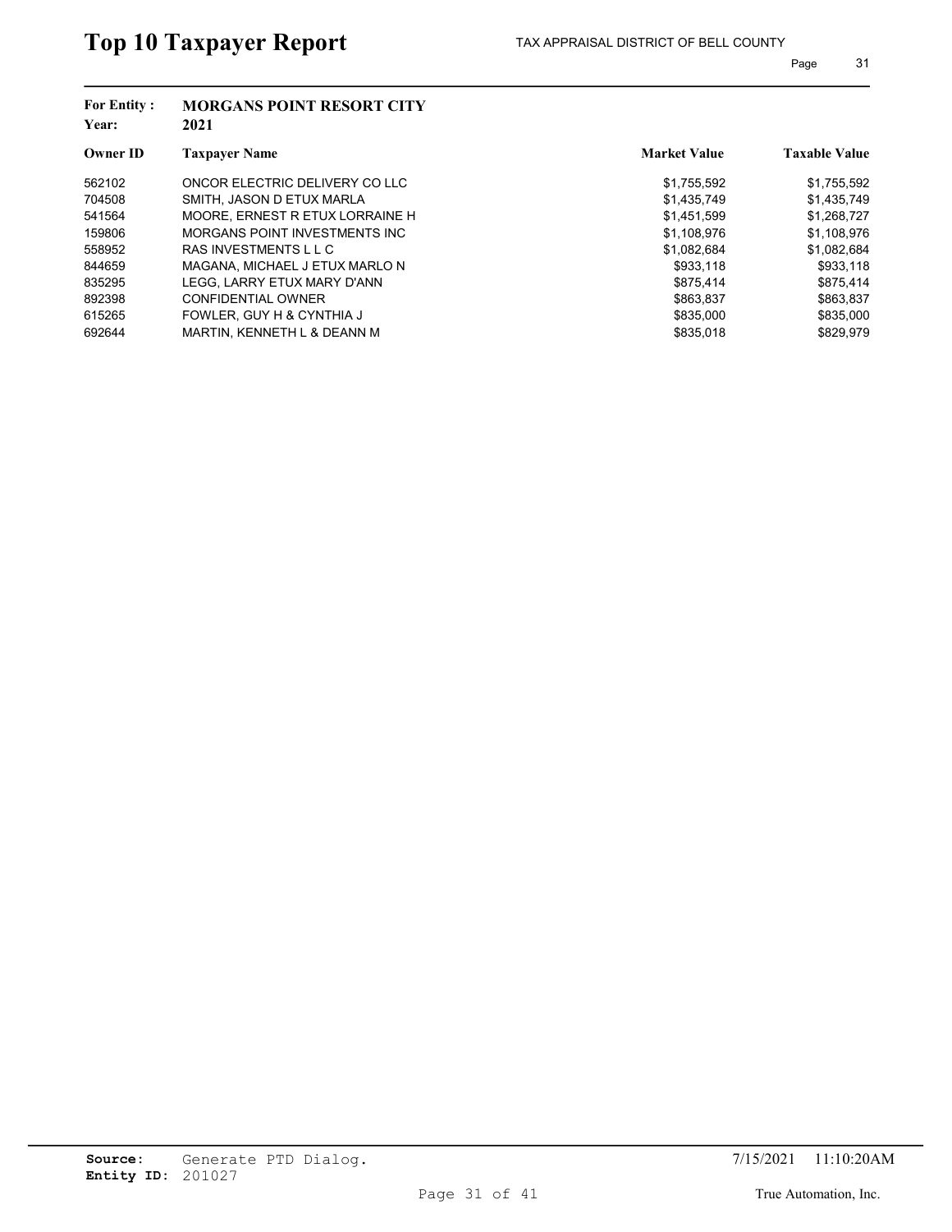# Top 10 Taxpayer Report

TAX APPRAISAL DISTRICT OF BELL COUNTY

**For Entity :** **MORGANS POINT RESORT CITY**
**Year:** **2021**

| Owner ID | Taxpayer Name | Market Value | Taxable Value |
|---|---|---|---|
| 562102 | ONCOR ELECTRIC DELIVERY CO LLC | $1,755,592 | $1,755,592 |
| 704508 | SMITH, JASON D ETUX MARLA | $1,435,749 | $1,435,749 |
| 541564 | MOORE, ERNEST R ETUX LORRAINE H | $1,451,599 | $1,268,727 |
| 159806 | MORGANS POINT INVESTMENTS INC | $1,108,976 | $1,108,976 |
| 558952 | RAS INVESTMENTS L L C | $1,082,684 | $1,082,684 |
| 844659 | MAGANA, MICHAEL J ETUX MARLO N | $933,118 | $933,118 |
| 835295 | LEGG, LARRY ETUX MARY D'ANN | $875,414 | $875,414 |
| 892398 | CONFIDENTIAL OWNER | $863,837 | $863,837 |
| 615265 | FOWLER, GUY H & CYNTHIA J | $835,000 | $835,000 |
| 692644 | MARTIN, KENNETH L & DEANN M | $835,018 | $829,979 |

**Source:** Generate PTD Dialog.
**Entity ID:** 201027

7/15/2021 11:10:20AM

True Automation, Inc.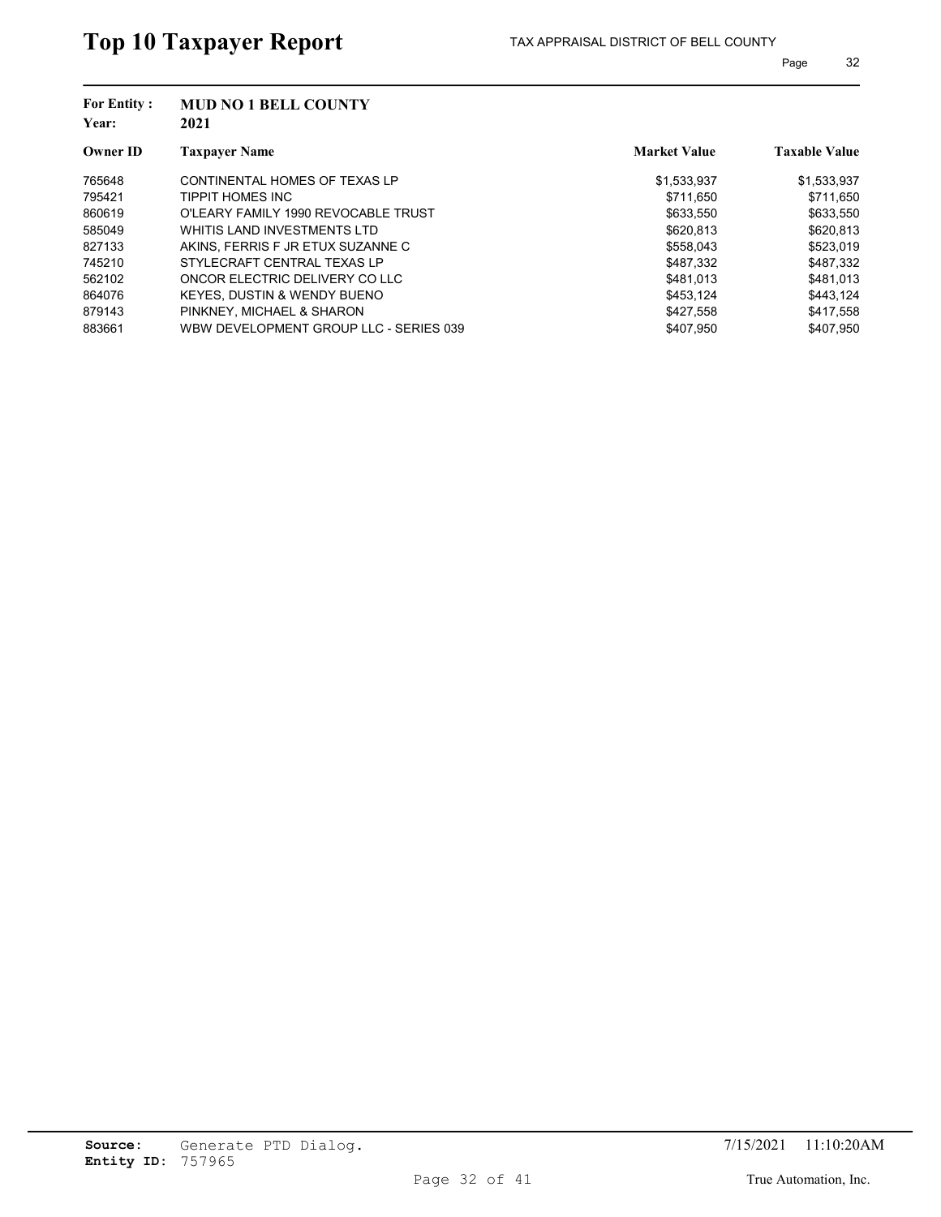# Top 10 Taxpayer Report

TAX APPRAISAL DISTRICT OF BELL COUNTY

**For Entity :** **MUD NO 1 BELL COUNTY**
**Year:** **2021**

| Owner ID | Taxpayer Name | Market Value | Taxable Value |
|---|---|---|---|
| 765648 | CONTINENTAL HOMES OF TEXAS LP | $1,533,937 | $1,533,937 |
| 795421 | TIPPIT HOMES INC | $711,650 | $711,650 |
| 860619 | O'LEARY FAMILY 1990 REVOCABLE TRUST | $633,550 | $633,550 |
| 585049 | WHITIS LAND INVESTMENTS LTD | $620,813 | $620,813 |
| 827133 | AKINS, FERRIS F JR ETUX SUZANNE C | $558,043 | $523,019 |
| 745210 | STYLECRAFT CENTRAL TEXAS LP | $487,332 | $487,332 |
| 562102 | ONCOR ELECTRIC DELIVERY CO LLC | $481,013 | $481,013 |
| 864076 | KEYES, DUSTIN & WENDY BUENO | $453,124 | $443,124 |
| 879143 | PINKNEY, MICHAEL & SHARON | $427,558 | $417,558 |
| 883661 | WBW DEVELOPMENT GROUP LLC - SERIES 039 | $407,950 | $407,950 |

**Source:** Generate PTD Dialog.
**Entity ID:** 757965

7/15/2021 11:10:20AM

True Automation, Inc.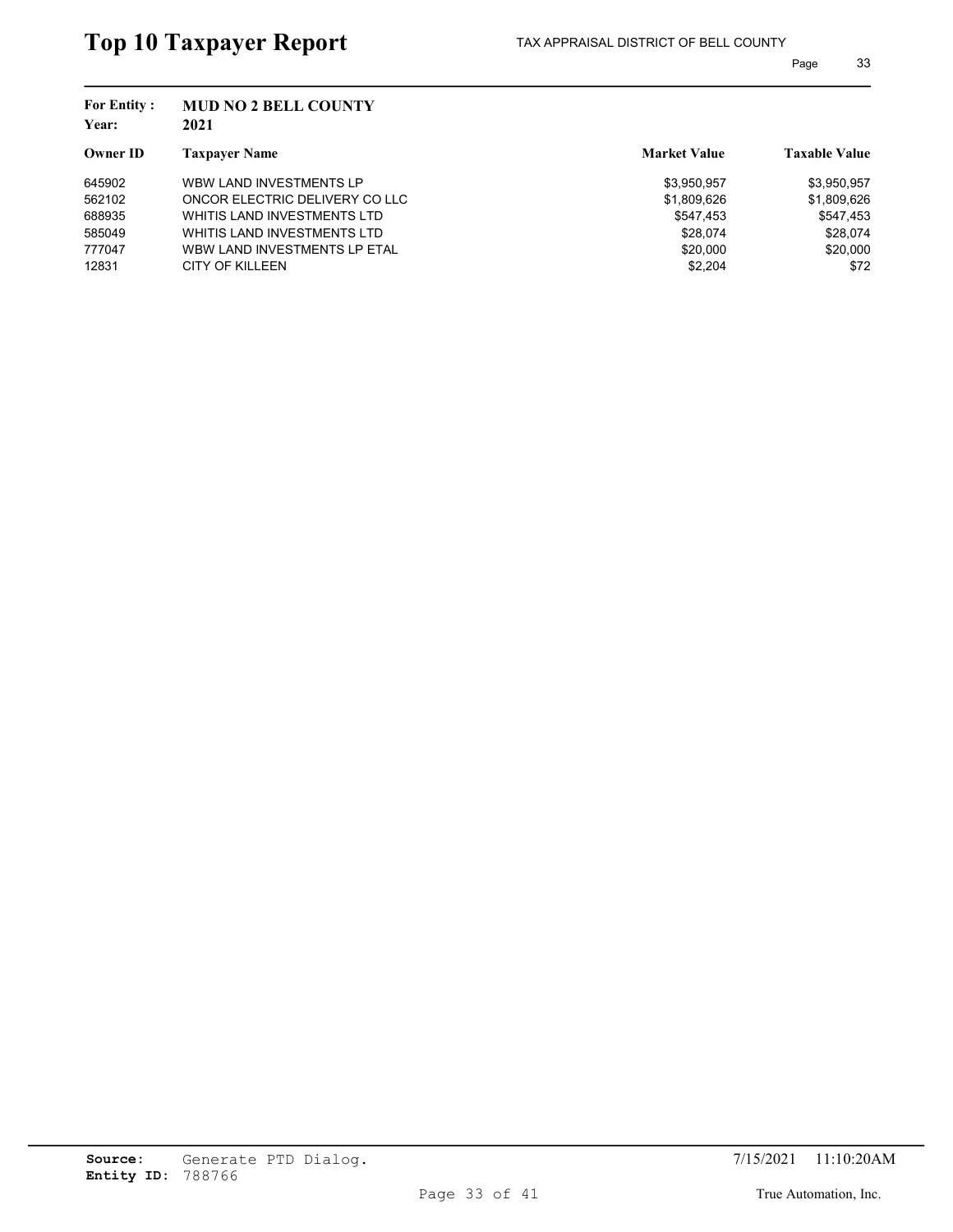# Top 10 Taxpayer Report

TAX APPRAISAL DISTRICT OF BELL COUNTY

**For Entity :** **MUD NO 2 BELL COUNTY**
**Year:** **2021**

| Owner ID | Taxpayer Name | Market Value | Taxable Value |
|---|---|---|---|
| 645902 | WBW LAND INVESTMENTS LP | $3,950,957 | $3,950,957 |
| 562102 | ONCOR ELECTRIC DELIVERY CO LLC | $1,809,626 | $1,809,626 |
| 688935 | WHITIS LAND INVESTMENTS LTD | $547,453 | $547,453 |
| 585049 | WHITIS LAND INVESTMENTS LTD | $28,074 | $28,074 |
| 777047 | WBW LAND INVESTMENTS LP ETAL | $20,000 | $20,000 |
| 12831 | CITY OF KILLEEN | $2,204 | $72 |

**Source:** Generate PTD Dialog.
**Entity ID:** 788766

7/15/2021 11:10:20AM

True Automation, Inc.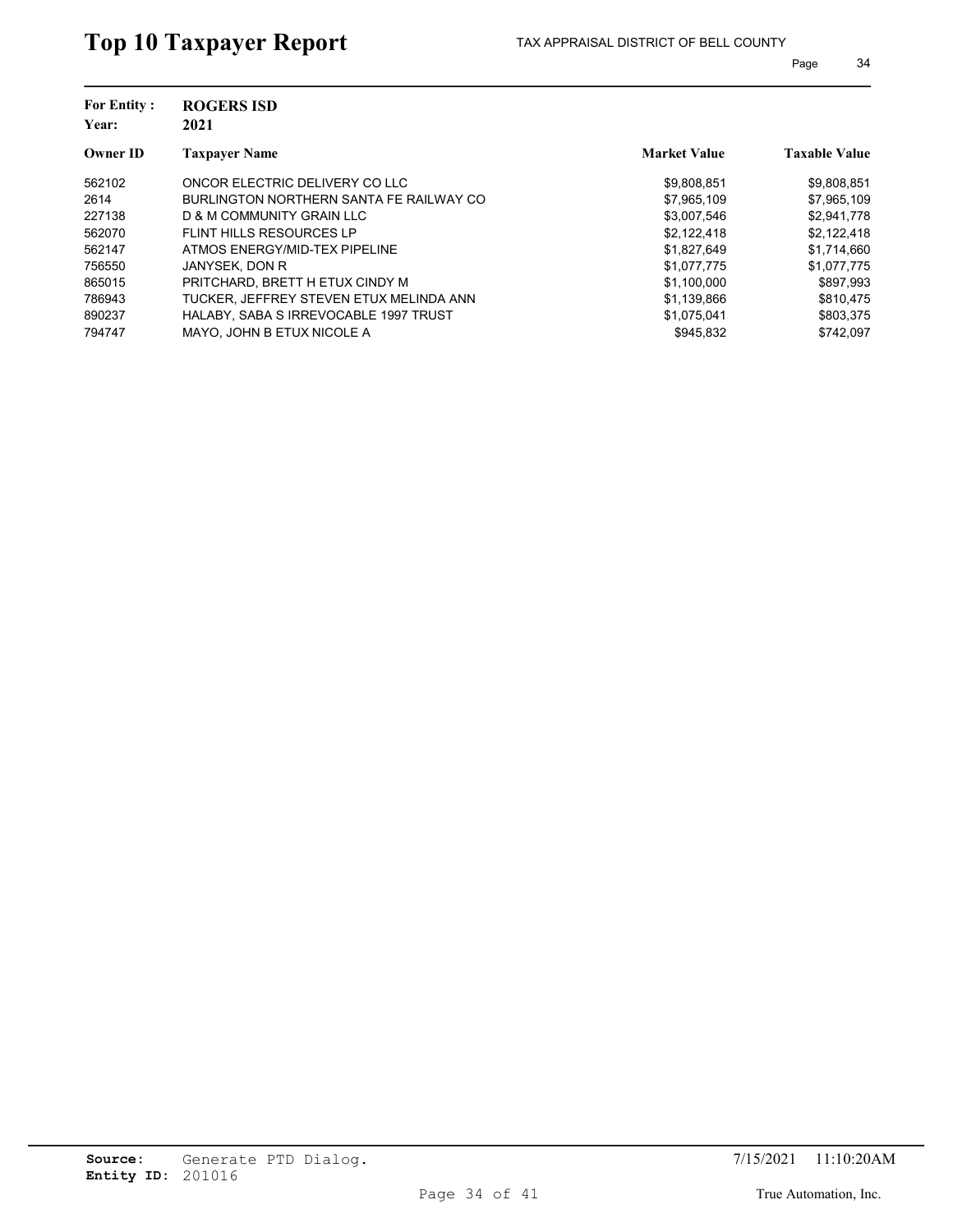# Top 10 Taxpayer Report

TAX APPRAISAL DISTRICT OF BELL COUNTY

**For Entity :** **ROGERS ISD**
**Year:** **2021**

| Owner ID | Taxpayer Name | Market Value | Taxable Value |
|---|---|---|---|
| 562102 | ONCOR ELECTRIC DELIVERY CO LLC | $9,808,851 | $9,808,851 |
| 2614 | BURLINGTON NORTHERN SANTA FE RAILWAY CO | $7,965,109 | $7,965,109 |
| 227138 | D & M COMMUNITY GRAIN LLC | $3,007,546 | $2,941,778 |
| 562070 | FLINT HILLS RESOURCES LP | $2,122,418 | $2,122,418 |
| 562147 | ATMOS ENERGY/MID-TEX PIPELINE | $1,827,649 | $1,714,660 |
| 756550 | JANYSEK, DON R | $1,077,775 | $1,077,775 |
| 865015 | PRITCHARD, BRETT H ETUX CINDY M | $1,100,000 | $897,993 |
| 786943 | TUCKER, JEFFREY STEVEN ETUX MELINDA ANN | $1,139,866 | $810,475 |
| 890237 | HALABY, SABA S IRREVOCABLE 1997 TRUST | $1,075,041 | $803,375 |
| 794747 | MAYO, JOHN B ETUX NICOLE A | $945,832 | $742,097 |

**Source:** Generate PTD Dialog.
**Entity ID:** 201016

7/15/2021 11:10:20AM

True Automation, Inc.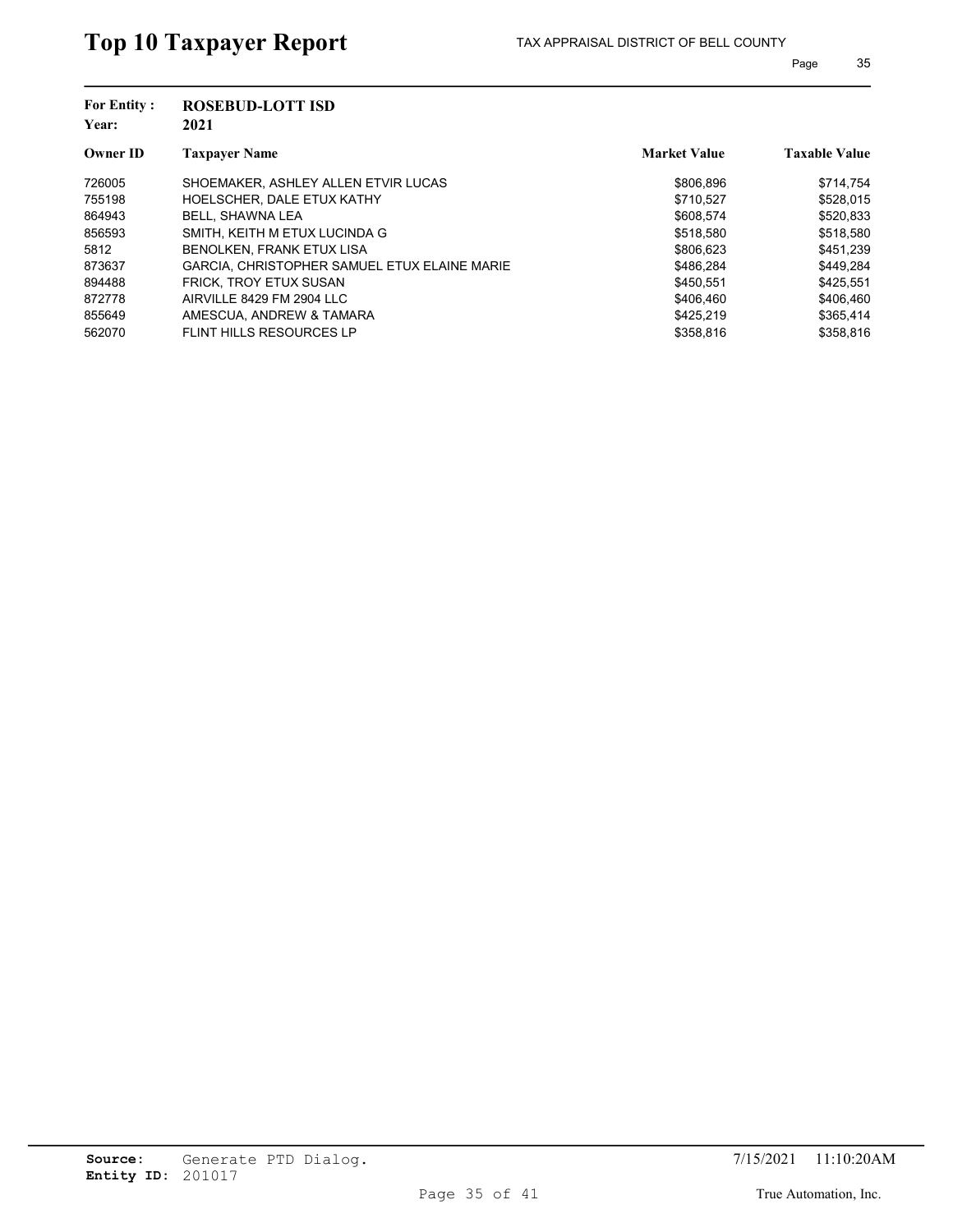# Top 10 Taxpayer Report

TAX APPRAISAL DISTRICT OF BELL COUNTY

**For Entity :** **ROSEBUD-LOTT ISD**
**Year:** **2021**

| Owner ID | Taxpayer Name | Market Value | Taxable Value |
|---|---|---|---|
| 726005 | SHOEMAKER, ASHLEY ALLEN ETVIR LUCAS | $806,896 | $714,754 |
| 755198 | HOELSCHER, DALE ETUX KATHY | $710,527 | $528,015 |
| 864943 | BELL, SHAWNA LEA | $608,574 | $520,833 |
| 856593 | SMITH, KEITH M ETUX LUCINDA G | $518,580 | $518,580 |
| 5812 | BENOLKEN, FRANK ETUX LISA | $806,623 | $451,239 |
| 873637 | GARCIA, CHRISTOPHER SAMUEL ETUX ELAINE MARIE | $486,284 | $449,284 |
| 894488 | FRICK, TROY ETUX SUSAN | $450,551 | $425,551 |
| 872778 | AIRVILLE 8429 FM 2904 LLC | $406,460 | $406,460 |
| 855649 | AMESCUA, ANDREW & TAMARA | $425,219 | $365,414 |
| 562070 | FLINT HILLS RESOURCES LP | $358,816 | $358,816 |

**Source:** Generate PTD Dialog.
**Entity ID:** 201017

7/15/2021 11:10:20AM

True Automation, Inc.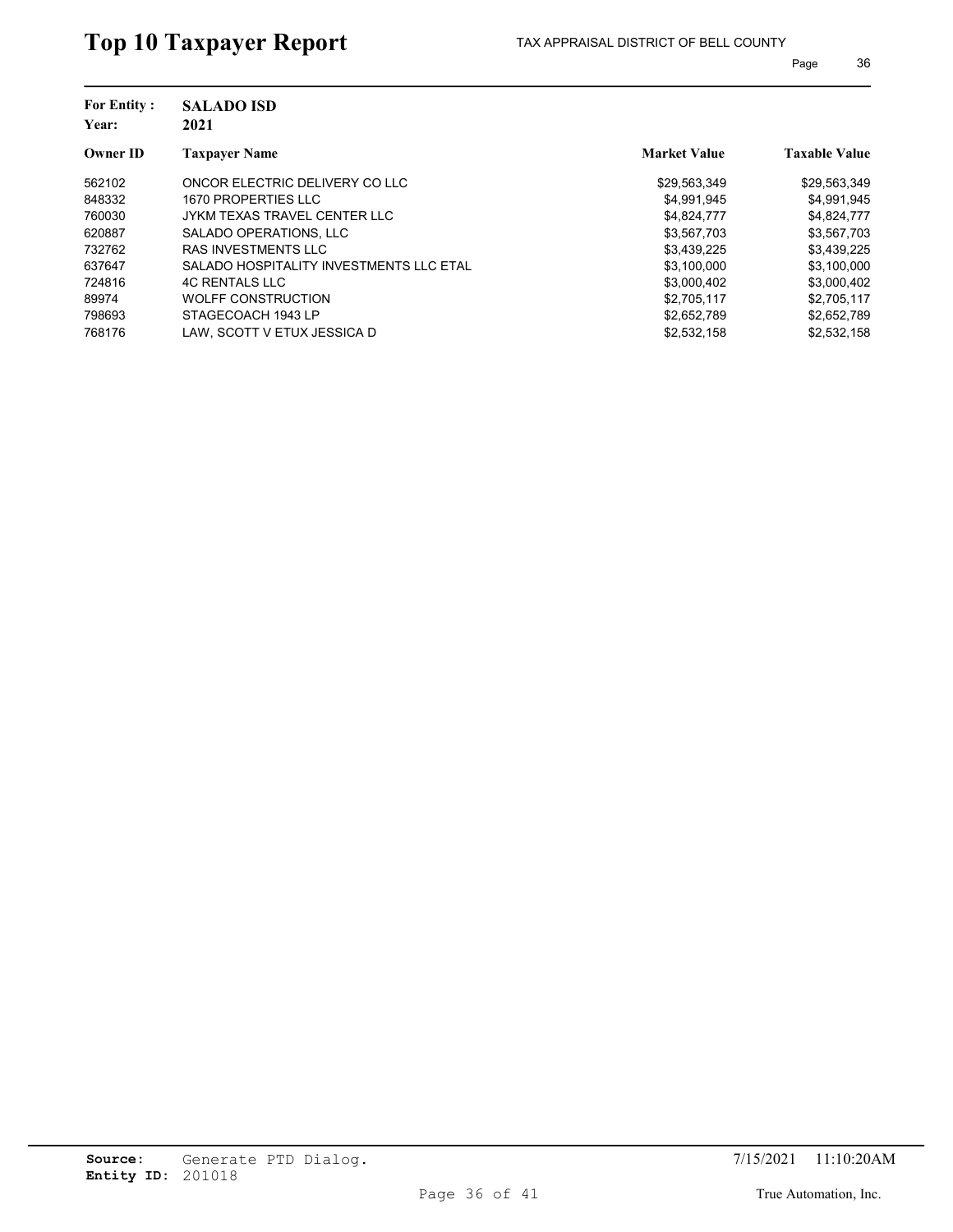# Top 10 Taxpayer Report

TAX APPRAISAL DISTRICT OF BELL COUNTY

**For Entity :** **SALADO ISD**
**Year:** **2021**

| Owner ID | Taxpayer Name | Market Value | Taxable Value |
|---|---|---|---|
| 562102 | ONCOR ELECTRIC DELIVERY CO LLC | $29,563,349 | $29,563,349 |
| 848332 | 1670 PROPERTIES LLC | $4,991,945 | $4,991,945 |
| 760030 | JYKM TEXAS TRAVEL CENTER LLC | $4,824,777 | $4,824,777 |
| 620887 | SALADO OPERATIONS, LLC | $3,567,703 | $3,567,703 |
| 732762 | RAS INVESTMENTS LLC | $3,439,225 | $3,439,225 |
| 637647 | SALADO HOSPITALITY INVESTMENTS LLC ETAL | $3,100,000 | $3,100,000 |
| 724816 | 4C RENTALS LLC | $3,000,402 | $3,000,402 |
| 89974 | WOLFF CONSTRUCTION | $2,705,117 | $2,705,117 |
| 798693 | STAGECOACH 1943 LP | $2,652,789 | $2,652,789 |
| 768176 | LAW, SCOTT V ETUX JESSICA D | $2,532,158 | $2,532,158 |

**Source:** Generate PTD Dialog.
**Entity ID:** 201018

7/15/2021 11:10:20AM

True Automation, Inc.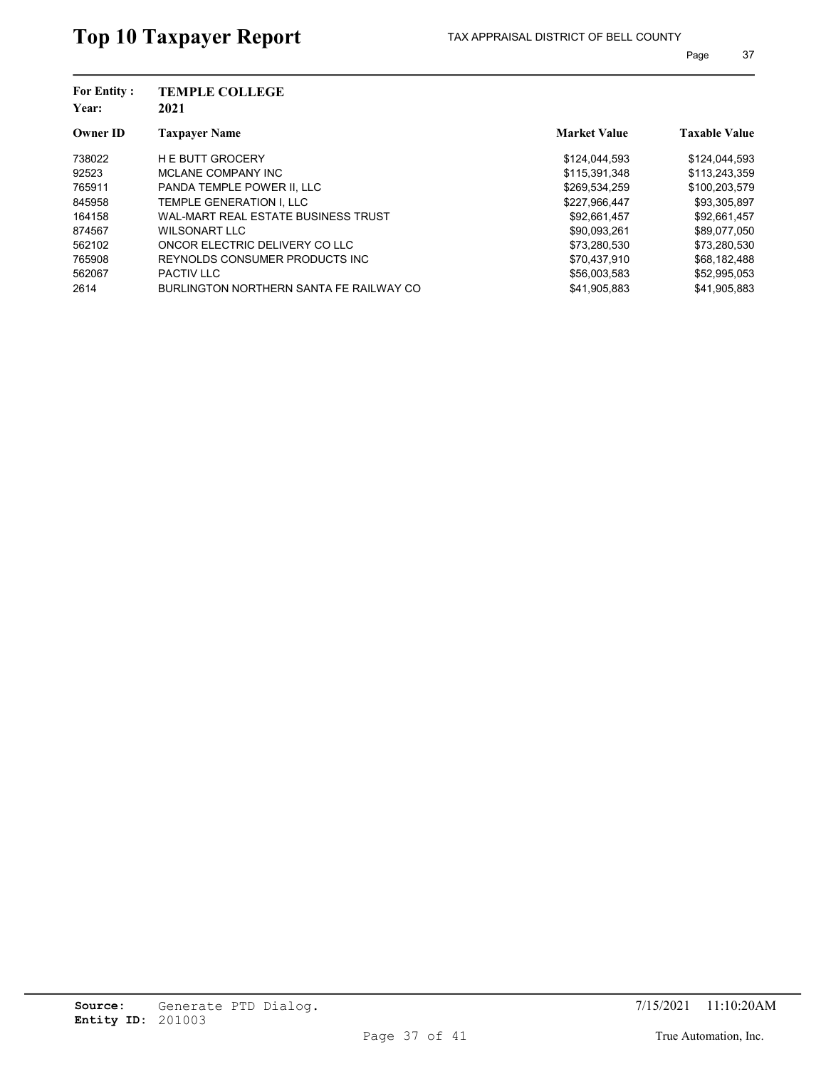# Top 10 Taxpayer Report

TAX APPRAISAL DISTRICT OF BELL COUNTY

**For Entity :** **TEMPLE COLLEGE**
**Year:** **2021**

| Owner ID | Taxpayer Name | Market Value | Taxable Value |
|---|---|---|---|
| 738022 | H E BUTT GROCERY | $124,044,593 | $124,044,593 |
| 92523 | MCLANE COMPANY INC | $115,391,348 | $113,243,359 |
| 765911 | PANDA TEMPLE POWER II, LLC | $269,534,259 | $100,203,579 |
| 845958 | TEMPLE GENERATION I, LLC | $227,966,447 | $93,305,897 |
| 164158 | WAL-MART REAL ESTATE BUSINESS TRUST | $92,661,457 | $92,661,457 |
| 874567 | WILSONART LLC | $90,093,261 | $89,077,050 |
| 562102 | ONCOR ELECTRIC DELIVERY CO LLC | $73,280,530 | $73,280,530 |
| 765908 | REYNOLDS CONSUMER PRODUCTS INC | $70,437,910 | $68,182,488 |
| 562067 | PACTIV LLC | $56,003,583 | $52,995,053 |
| 2614 | BURLINGTON NORTHERN SANTA FE RAILWAY CO | $41,905,883 | $41,905,883 |

**Source:** Generate PTD Dialog. 7/15/2021 11:10:20AM
**Entity ID:** 201003

True Automation, Inc.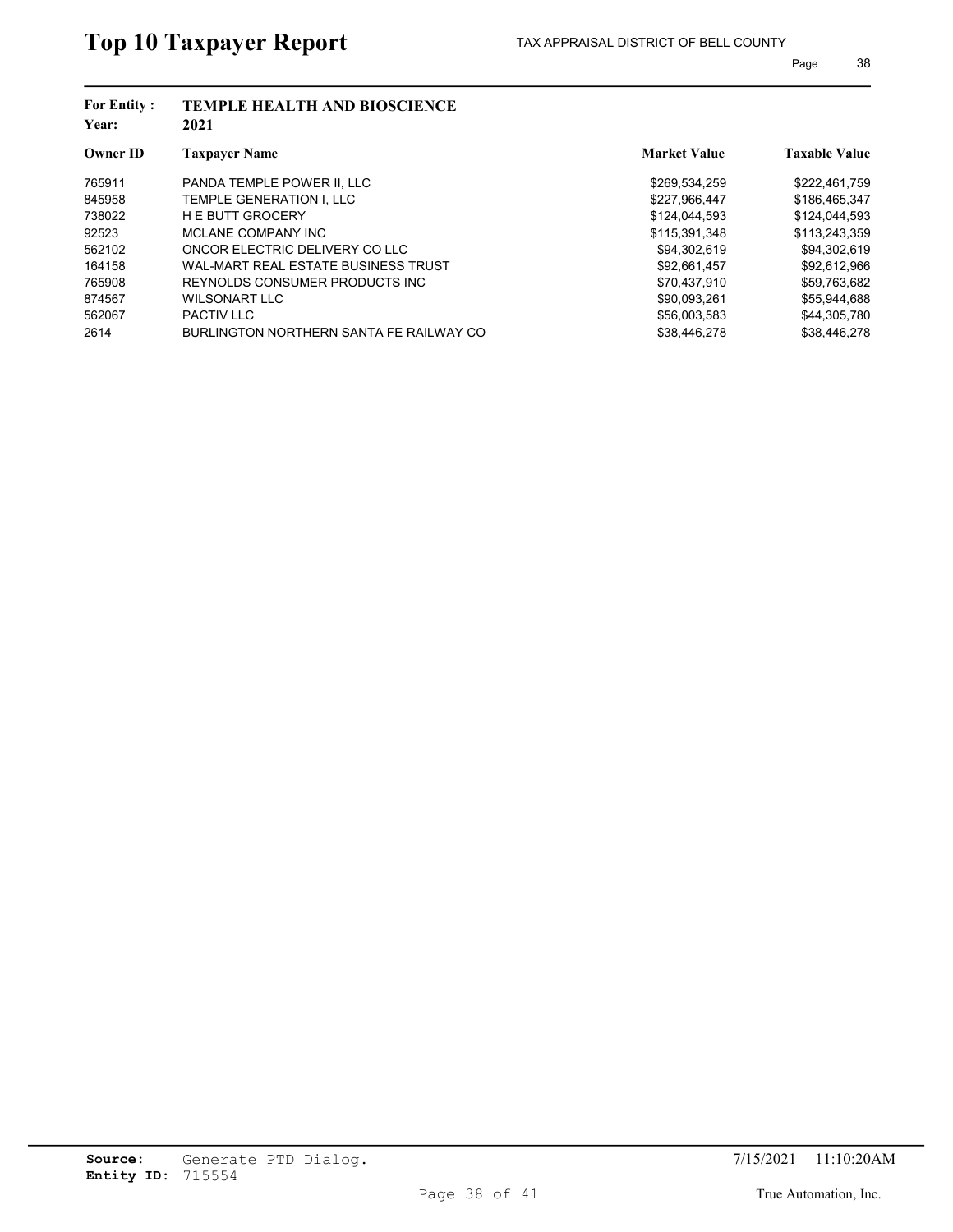# Top 10 Taxpayer Report

TAX APPRAISAL DISTRICT OF BELL COUNTY

**For Entity :** **TEMPLE HEALTH AND BIOSCIENCE**
**Year:** **2021**

| Owner ID | Taxpayer Name | Market Value | Taxable Value |
|---|---|---|---|
| 765911 | PANDA TEMPLE POWER II, LLC | $269,534,259 | $222,461,759 |
| 845958 | TEMPLE GENERATION I, LLC | $227,966,447 | $186,465,347 |
| 738022 | H E BUTT GROCERY | $124,044,593 | $124,044,593 |
| 92523 | MCLANE COMPANY INC | $115,391,348 | $113,243,359 |
| 562102 | ONCOR ELECTRIC DELIVERY CO LLC | $94,302,619 | $94,302,619 |
| 164158 | WAL-MART REAL ESTATE BUSINESS TRUST | $92,661,457 | $92,612,966 |
| 765908 | REYNOLDS CONSUMER PRODUCTS INC | $70,437,910 | $59,763,682 |
| 874567 | WILSONART LLC | $90,093,261 | $55,944,688 |
| 562067 | PACTIV LLC | $56,003,583 | $44,305,780 |
| 2614 | BURLINGTON NORTHERN SANTA FE RAILWAY CO | $38,446,278 | $38,446,278 |

**Source:** Generate PTD Dialog.
**Entity ID:** 715554

7/15/2021 11:10:20AM

True Automation, Inc.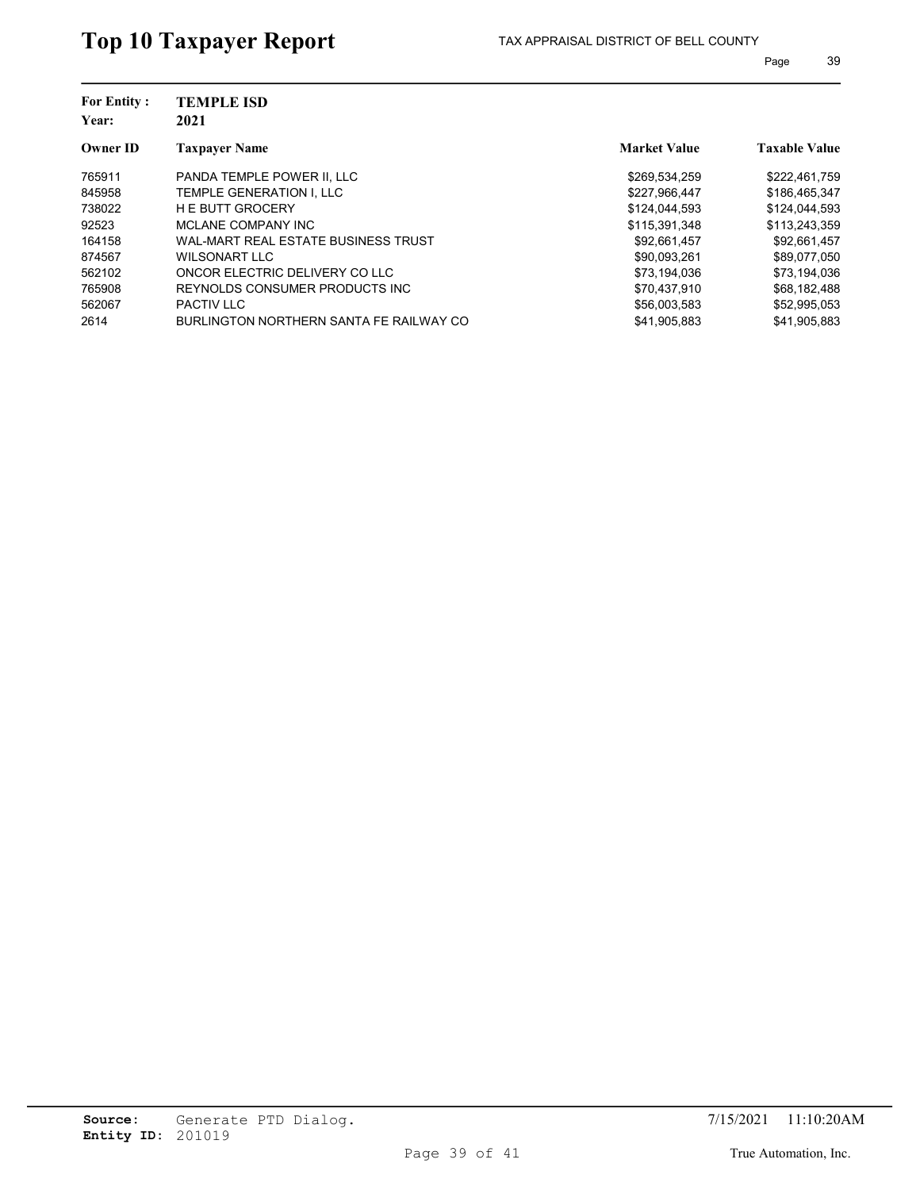# Top 10 Taxpayer Report

TAX APPRAISAL DISTRICT OF BELL COUNTY

**For Entity :** **TEMPLE ISD**
**Year:** **2021**

| Owner ID | Taxpayer Name | Market Value | Taxable Value |
|---|---|---|---|
| 765911 | PANDA TEMPLE POWER II, LLC | $269,534,259 | $222,461,759 |
| 845958 | TEMPLE GENERATION I, LLC | $227,966,447 | $186,465,347 |
| 738022 | H E BUTT GROCERY | $124,044,593 | $124,044,593 |
| 92523 | MCLANE COMPANY INC | $115,391,348 | $113,243,359 |
| 164158 | WAL-MART REAL ESTATE BUSINESS TRUST | $92,661,457 | $92,661,457 |
| 874567 | WILSONART LLC | $90,093,261 | $89,077,050 |
| 562102 | ONCOR ELECTRIC DELIVERY CO LLC | $73,194,036 | $73,194,036 |
| 765908 | REYNOLDS CONSUMER PRODUCTS INC | $70,437,910 | $68,182,488 |
| 562067 | PACTIV LLC | $56,003,583 | $52,995,053 |
| 2614 | BURLINGTON NORTHERN SANTA FE RAILWAY CO | $41,905,883 | $41,905,883 |

**Source:** Generate PTD Dialog.
**Entity ID:** 201019

7/15/2021 11:10:20AM

True Automation, Inc.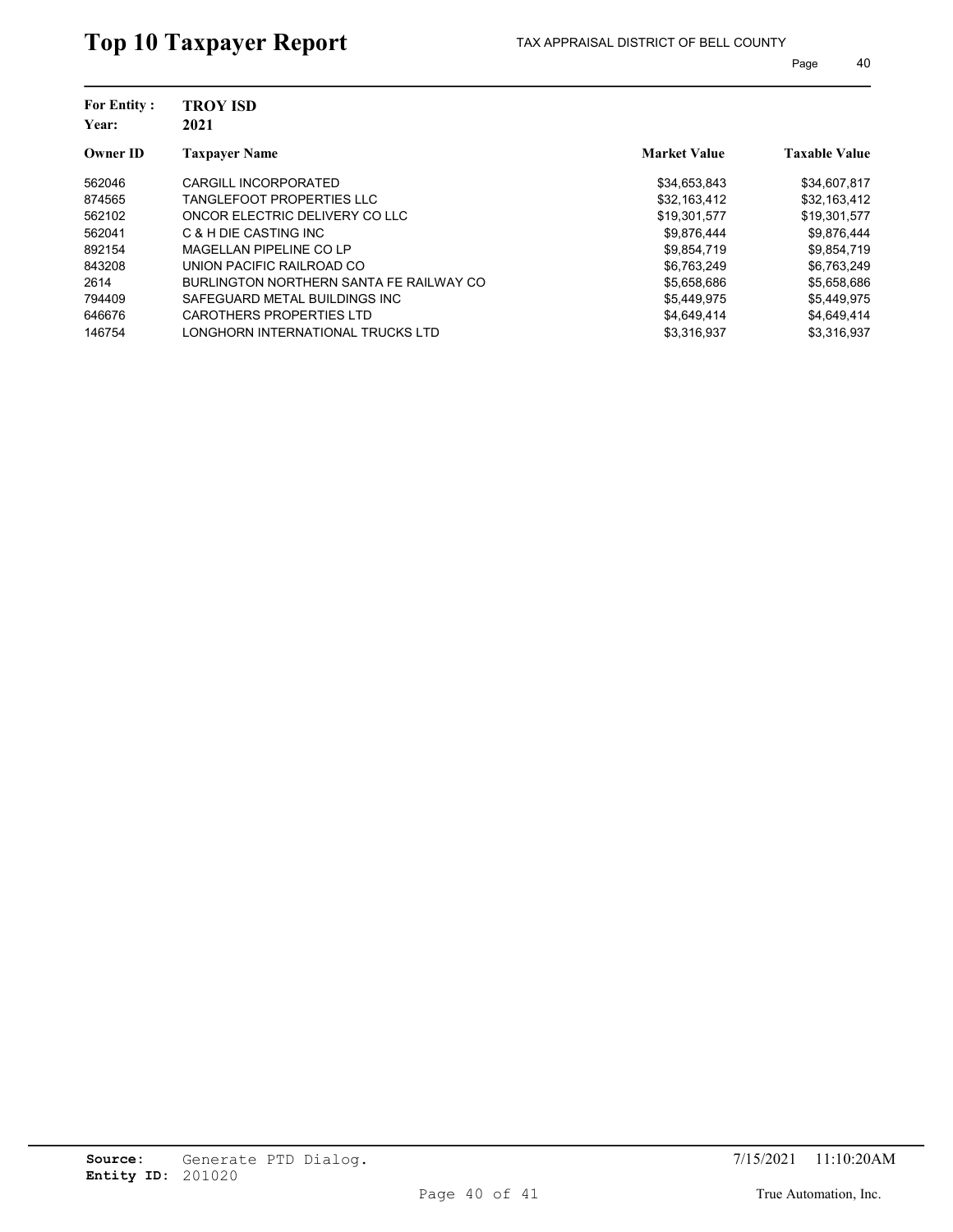# Top 10 Taxpayer Report

TAX APPRAISAL DISTRICT OF BELL COUNTY

**For Entity :** **TROY ISD**
**Year:** **2021**

| Owner ID | Taxpayer Name | Market Value | Taxable Value |
|---|---|---|---|
| 562046 | CARGILL INCORPORATED | $34,653,843 | $34,607,817 |
| 874565 | TANGLEFOOT PROPERTIES LLC | $32,163,412 | $32,163,412 |
| 562102 | ONCOR ELECTRIC DELIVERY CO LLC | $19,301,577 | $19,301,577 |
| 562041 | C & H DIE CASTING INC | $9,876,444 | $9,876,444 |
| 892154 | MAGELLAN PIPELINE CO LP | $9,854,719 | $9,854,719 |
| 843208 | UNION PACIFIC RAILROAD CO | $6,763,249 | $6,763,249 |
| 2614 | BURLINGTON NORTHERN SANTA FE RAILWAY CO | $5,658,686 | $5,658,686 |
| 794409 | SAFEGUARD METAL BUILDINGS INC | $5,449,975 | $5,449,975 |
| 646676 | CAROTHERS PROPERTIES LTD | $4,649,414 | $4,649,414 |
| 146754 | LONGHORN INTERNATIONAL TRUCKS LTD | $3,316,937 | $3,316,937 |

**Source:** Generate PTD Dialog.
**Entity ID:** 201020

7/15/2021 11:10:20AM

True Automation, Inc.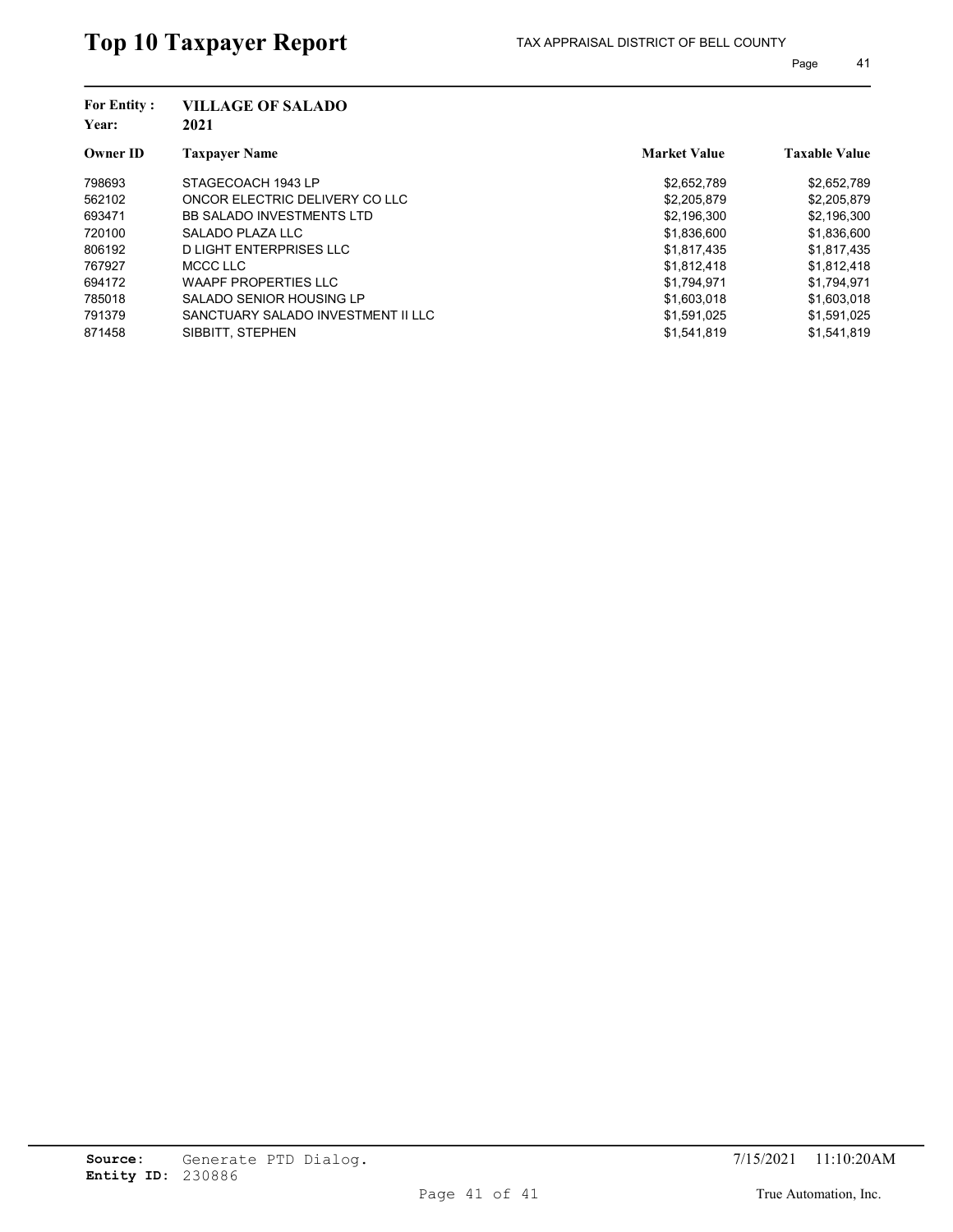# Top 10 Taxpayer Report

TAX APPRAISAL DISTRICT OF BELL COUNTY

**For Entity :** **VILLAGE OF SALADO**
**Year:** **2021**

| Owner ID | Taxpayer Name | Market Value | Taxable Value |
|---|---|---|---|
| 798693 | STAGECOACH 1943 LP | $2,652,789 | $2,652,789 |
| 562102 | ONCOR ELECTRIC DELIVERY CO LLC | $2,205,879 | $2,205,879 |
| 693471 | BB SALADO INVESTMENTS LTD | $2,196,300 | $2,196,300 |
| 720100 | SALADO PLAZA LLC | $1,836,600 | $1,836,600 |
| 806192 | D LIGHT ENTERPRISES LLC | $1,817,435 | $1,817,435 |
| 767927 | MCCC LLC | $1,812,418 | $1,812,418 |
| 694172 | WAAPF PROPERTIES LLC | $1,794,971 | $1,794,971 |
| 785018 | SALADO SENIOR HOUSING LP | $1,603,018 | $1,603,018 |
| 791379 | SANCTUARY SALADO INVESTMENT II LLC | $1,591,025 | $1,591,025 |
| 871458 | SIBBITT, STEPHEN | $1,541,819 | $1,541,819 |

**Source:** Generate PTD Dialog.
**Entity ID:** 230886

7/15/2021 11:10:20AM

True Automation, Inc.